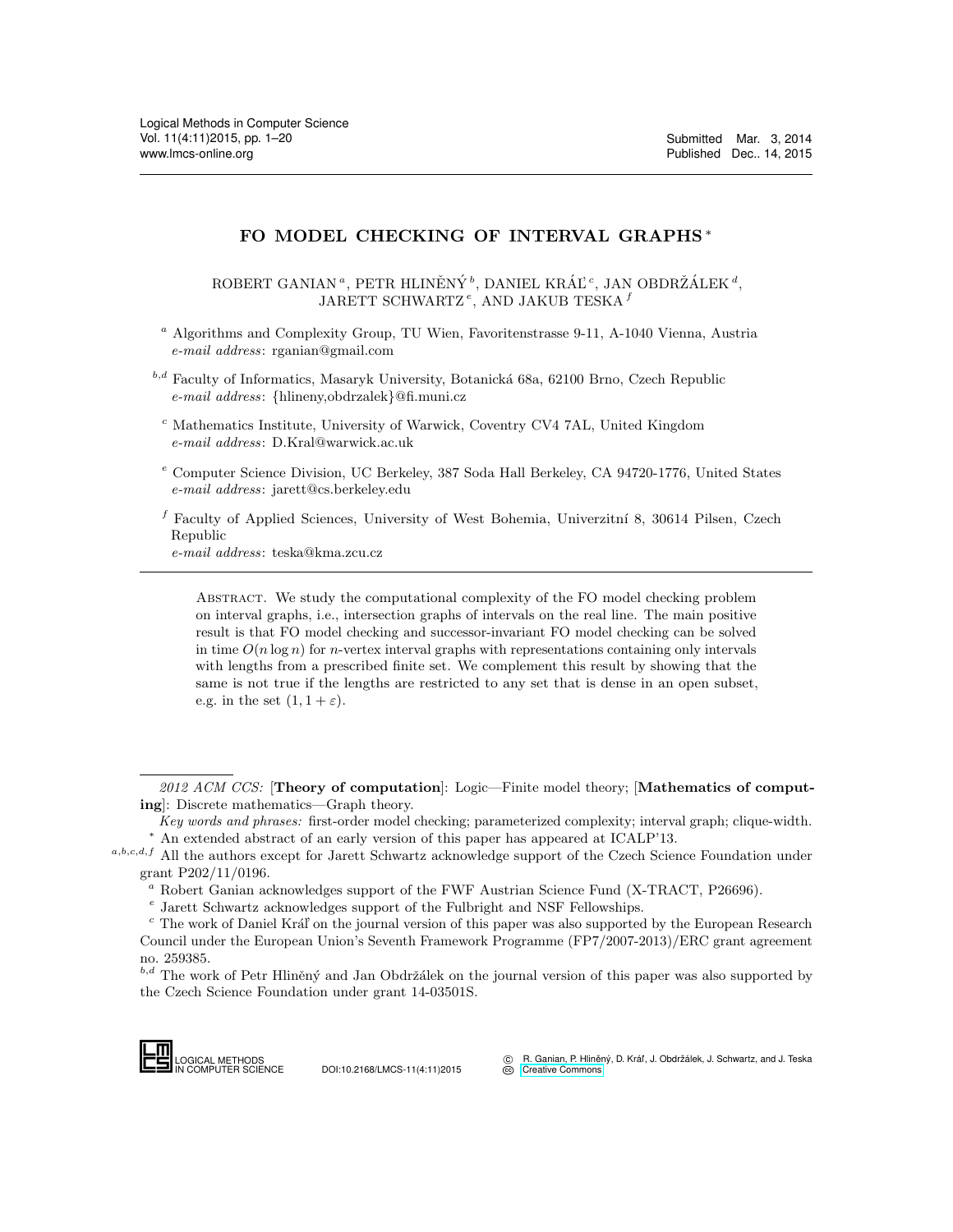Submitted Mar. 3, 2014
Published Dec.. 14, 2015

# FO MODEL CHECKING OF INTERVAL GRAPHS [*]

ROBERT GANIAN [a], PETR HLINĚNÝ [b], DANIEL KRÁĽ [c], JAN OBDRŽÁLEK [d], JARETT SCHWARTZ [e], AND JAKUB TESKA [f]

[a] Algorithms and Complexity Group, TU Wien, Favoritenstrasse 9-11, A-1040 Vienna, Austria
*e-mail address*: rganian@gmail.com

[b,d] Faculty of Informatics, Masaryk University, Botanická 68a, 62100 Brno, Czech Republic
*e-mail address*: {hlineny,obdrzalek}@fi.muni.cz

[c] Mathematics Institute, University of Warwick, Coventry CV4 7AL, United Kingdom
*e-mail address*: D.Kral@warwick.ac.uk

[e] Computer Science Division, UC Berkeley, 387 Soda Hall Berkeley, CA 94720-1776, United States
*e-mail address*: jarett@cs.berkeley.edu

[f] Faculty of Applied Sciences, University of West Bohemia, Univerzitní 8, 30614 Pilsen, Czech Republic
*e-mail address*: teska@kma.zcu.cz

Abstract. We study the computational complexity of the FO model checking problem on interval graphs, i.e., intersection graphs of intervals on the real line. The main positive result is that FO model checking and successor-invariant FO model checking can be solved in time $O(n \log n)$ for $n$-vertex interval graphs with representations containing only intervals with lengths from a prescribed finite set. We complement this result by showing that the same is not true if the lengths are restricted to any set that is dense in an open subset, e.g. in the set $(1, 1 + \varepsilon)$.

*2012 ACM CCS:* [**Theory of computation**]: Logic—Finite model theory; [**Mathematics of computing**]: Discrete mathematics—Graph theory.

*Key words and phrases:* first-order model checking; parameterized complexity; interval graph; clique-width.

[*] An extended abstract of an early version of this paper has appeared at ICALP'13.

[a,b,c,d,f] All the authors except for Jarett Schwartz acknowledge support of the Czech Science Foundation under grant P202/11/0196.

[a] Robert Ganian acknowledges support of the FWF Austrian Science Fund (X-TRACT, P26696).

[e] Jarett Schwartz acknowledges support of the Fulbright and NSF Fellowships.

[c] The work of Daniel Kráľ on the journal version of this paper was also supported by the European Research Council under the European Union's Seventh Framework Programme (FP7/2007-2013)/ERC grant agreement no. 259385.

[b,d] The work of Petr Hliněný and Jan Obdržálek on the journal version of this paper was also supported by the Czech Science Foundation under grant 14-03501S.

DOI:10.2168/LMCS-11(4:11)2015

© R. Ganian, P. Hliněný, D. Kráľ, J. Obdržálek, J. Schwartz, and J. Teska
Creative Commons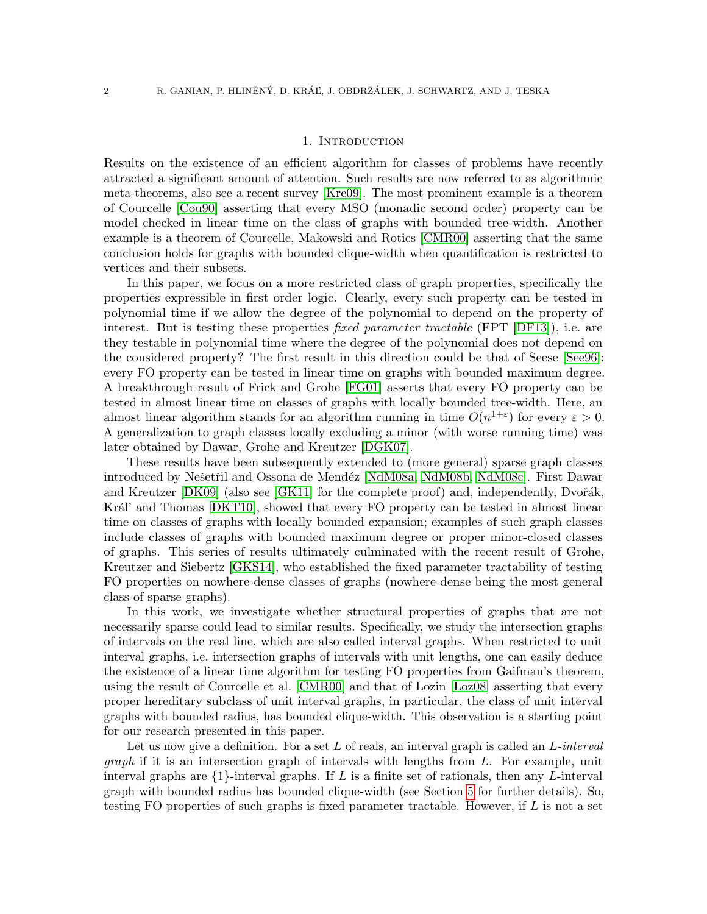## 1. Introduction

Results on the existence of an efficient algorithm for classes of problems have recently attracted a significant amount of attention. Such results are now referred to as algorithmic meta-theorems, also see a recent survey [Kre09]. The most prominent example is a theorem of Courcelle [Cou90] asserting that every MSO (monadic second order) property can be model checked in linear time on the class of graphs with bounded tree-width. Another example is a theorem of Courcelle, Makowski and Rotics [CMR00] asserting that the same conclusion holds for graphs with bounded clique-width when quantification is restricted to vertices and their subsets.

In this paper, we focus on a more restricted class of graph properties, specifically the properties expressible in first order logic. Clearly, every such property can be tested in polynomial time if we allow the degree of the polynomial to depend on the property of interest. But is testing these properties *fixed parameter tractable* (FPT [DF13]), i.e. are they testable in polynomial time where the degree of the polynomial does not depend on the considered property? The first result in this direction could be that of Seese [See96]: every FO property can be tested in linear time on graphs with bounded maximum degree. A breakthrough result of Frick and Grohe [FG01] asserts that every FO property can be tested in almost linear time on classes of graphs with locally bounded tree-width. Here, an almost linear algorithm stands for an algorithm running in time $O(n^{1+\varepsilon})$ for every $\varepsilon > 0$. A generalization to graph classes locally excluding a minor (with worse running time) was later obtained by Dawar, Grohe and Kreutzer [DGK07].

These results have been subsequently extended to (more general) sparse graph classes introduced by Nešetřil and Ossona de Mendéz [NdM08a, NdM08b, NdM08c]. First Dawar and Kreutzer [DK09] (also see [GK11] for the complete proof) and, independently, Dvořák, Kráľ and Thomas [DKT10], showed that every FO property can be tested in almost linear time on classes of graphs with locally bounded expansion; examples of such graph classes include classes of graphs with bounded maximum degree or proper minor-closed classes of graphs. This series of results ultimately culminated with the recent result of Grohe, Kreutzer and Siebertz [GKS14], who established the fixed parameter tractability of testing FO properties on nowhere-dense classes of graphs (nowhere-dense being the most general class of sparse graphs).

In this work, we investigate whether structural properties of graphs that are not necessarily sparse could lead to similar results. Specifically, we study the intersection graphs of intervals on the real line, which are also called interval graphs. When restricted to unit interval graphs, i.e. intersection graphs of intervals with unit lengths, one can easily deduce the existence of a linear time algorithm for testing FO properties from Gaifman's theorem, using the result of Courcelle et al. [CMR00] and that of Lozin [Loz08] asserting that every proper hereditary subclass of unit interval graphs, in particular, the class of unit interval graphs with bounded radius, has bounded clique-width. This observation is a starting point for our research presented in this paper.

Let us now give a definition. For a set $L$ of reals, an interval graph is called an *$L$-interval graph* if it is an intersection graph of intervals with lengths from $L$. For example, unit interval graphs are $\{1\}$-interval graphs. If $L$ is a finite set of rationals, then any $L$-interval graph with bounded radius has bounded clique-width (see Section 5 for further details). So, testing FO properties of such graphs is fixed parameter tractable. However, if $L$ is not a set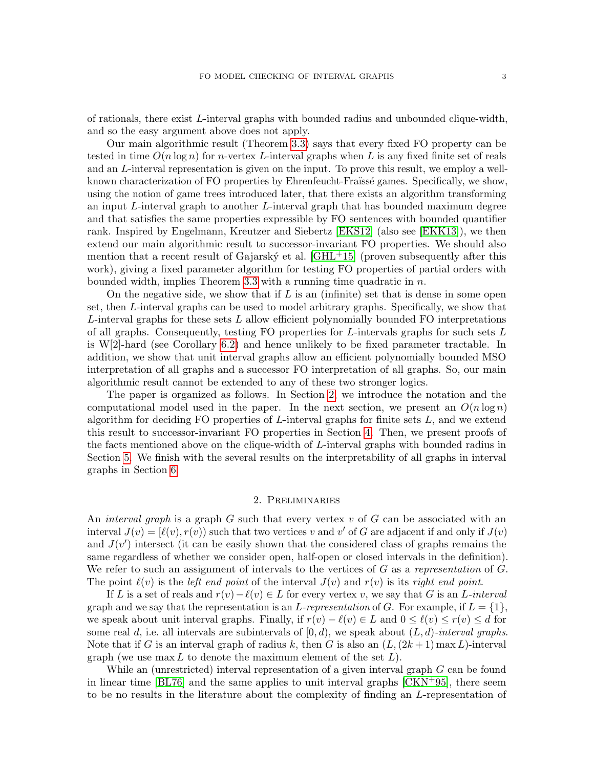of rationals, there exist $L$-interval graphs with bounded radius and unbounded clique-width, and so the easy argument above does not apply.

Our main algorithmic result (Theorem 3.3) says that every fixed FO property can be tested in time $O(n \log n)$ for $n$-vertex $L$-interval graphs when $L$ is any fixed finite set of reals and an $L$-interval representation is given on the input. To prove this result, we employ a well-known characterization of FO properties by Ehrenfeucht-Fraïssé games. Specifically, we show, using the notion of game trees introduced later, that there exists an algorithm transforming an input $L$-interval graph to another $L$-interval graph that has bounded maximum degree and that satisfies the same properties expressible by FO sentences with bounded quantifier rank. Inspired by Engelmann, Kreutzer and Siebertz [EKS12] (also see [EKK13]), we then extend our main algorithmic result to successor-invariant FO properties. We should also mention that a recent result of Gajarský et al. [GHL+15] (proven subsequently after this work), giving a fixed parameter algorithm for testing FO properties of partial orders with bounded width, implies Theorem 3.3 with a running time quadratic in $n$.

On the negative side, we show that if $L$ is an (infinite) set that is dense in some open set, then $L$-interval graphs can be used to model arbitrary graphs. Specifically, we show that $L$-interval graphs for these sets $L$ allow efficient polynomially bounded FO interpretations of all graphs. Consequently, testing FO properties for $L$-intervals graphs for such sets $L$ is W[2]-hard (see Corollary 6.2) and hence unlikely to be fixed parameter tractable. In addition, we show that unit interval graphs allow an efficient polynomially bounded MSO interpretation of all graphs and a successor FO interpretation of all graphs. So, our main algorithmic result cannot be extended to any of these two stronger logics.

The paper is organized as follows. In Section 2, we introduce the notation and the computational model used in the paper. In the next section, we present an $O(n \log n)$ algorithm for deciding FO properties of $L$-interval graphs for finite sets $L$, and we extend this result to successor-invariant FO properties in Section 4. Then, we present proofs of the facts mentioned above on the clique-width of $L$-interval graphs with bounded radius in Section 5. We finish with the several results on the interpretability of all graphs in interval graphs in Section 6.

## 2. Preliminaries

An *interval graph* is a graph $G$ such that every vertex $v$ of $G$ can be associated with an interval $J(v) = [\ell(v), r(v))$ such that two vertices $v$ and $v'$ of $G$ are adjacent if and only if $J(v)$ and $J(v')$ intersect (it can be easily shown that the considered class of graphs remains the same regardless of whether we consider open, half-open or closed intervals in the definition). We refer to such an assignment of intervals to the vertices of $G$ as a *representation* of $G$. The point $\ell(v)$ is the *left end point* of the interval $J(v)$ and $r(v)$ is its *right end point*.

If $L$ is a set of reals and $r(v) - \ell(v) \in L$ for every vertex $v$, we say that $G$ is an $L$-*interval* graph and we say that the representation is an $L$-*representation* of $G$. For example, if $L = \{1\}$, we speak about unit interval graphs. Finally, if $r(v) - \ell(v) \in L$ and $0 \le \ell(v) \le r(v) \le d$ for some real $d$, i.e. all intervals are subintervals of $[0, d)$, we speak about $(L, d)$-*interval graphs*. Note that if $G$ is an interval graph of radius $k$, then $G$ is also an $(L, (2k + 1) \max L)$-interval graph (we use $\max L$ to denote the maximum element of the set $L$).

While an (unrestricted) interval representation of a given interval graph $G$ can be found in linear time [BL76] and the same applies to unit interval graphs [CKN+95], there seem to be no results in the literature about the complexity of finding an $L$-representation of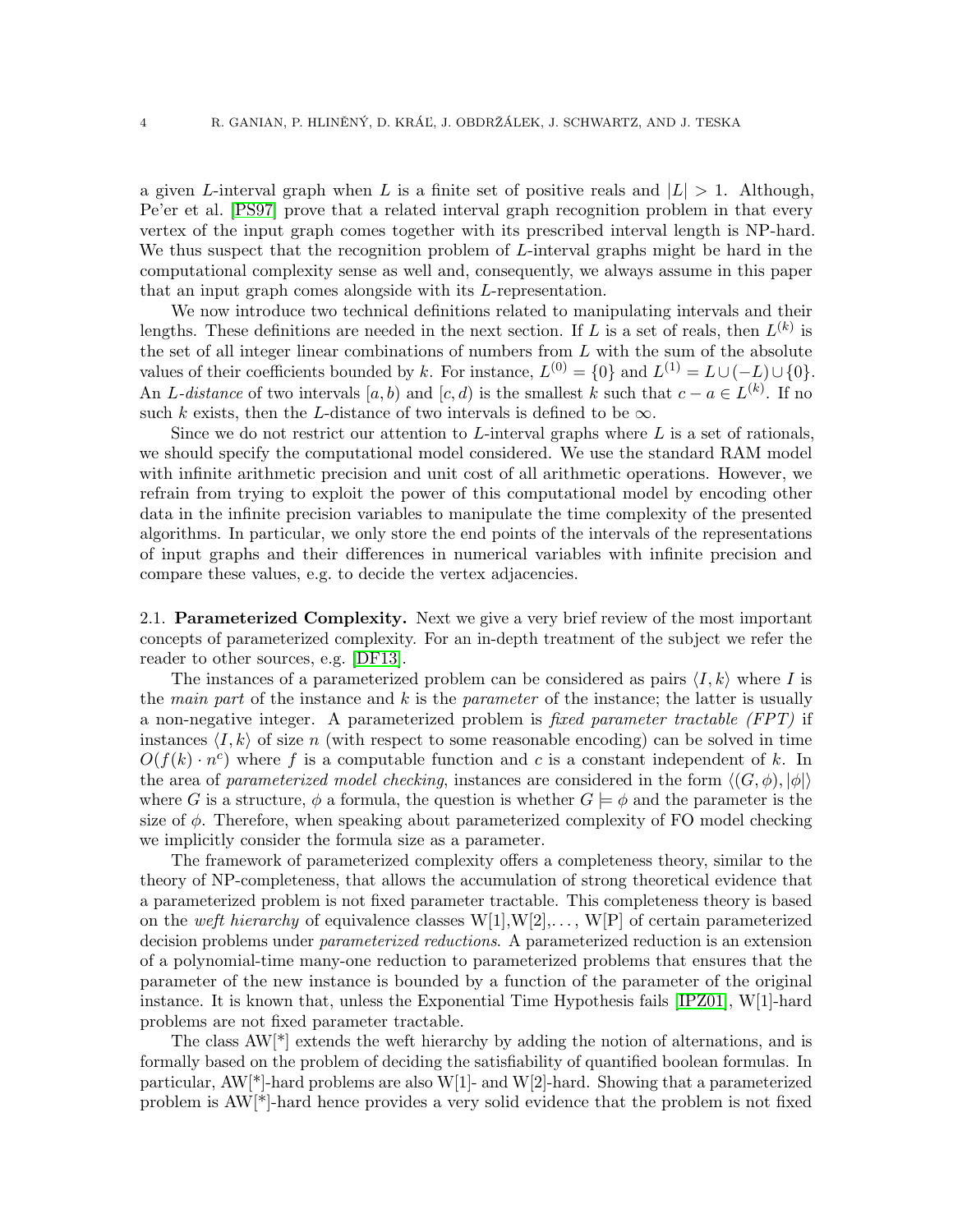a given $L$-interval graph when $L$ is a finite set of positive reals and $|L| > 1$. Although, Pe'er et al. [PS97] prove that a related interval graph recognition problem in that every vertex of the input graph comes together with its prescribed interval length is NP-hard. We thus suspect that the recognition problem of $L$-interval graphs might be hard in the computational complexity sense as well and, consequently, we always assume in this paper that an input graph comes alongside with its $L$-representation.

We now introduce two technical definitions related to manipulating intervals and their lengths. These definitions are needed in the next section. If $L$ is a set of reals, then $L^{(k)}$ is the set of all integer linear combinations of numbers from $L$ with the sum of the absolute values of their coefficients bounded by $k$. For instance, $L^{(0)} = \{0\}$ and $L^{(1)} = L \cup (-L) \cup \{0\}$. An *$L$-distance* of two intervals $[a, b)$ and $[c, d)$ is the smallest $k$ such that $c - a \in L^{(k)}$. If no such $k$ exists, then the $L$-distance of two intervals is defined to be $\infty$.

Since we do not restrict our attention to $L$-interval graphs where $L$ is a set of rationals, we should specify the computational model considered. We use the standard RAM model with infinite arithmetic precision and unit cost of all arithmetic operations. However, we refrain from trying to exploit the power of this computational model by encoding other data in the infinite precision variables to manipulate the time complexity of the presented algorithms. In particular, we only store the end points of the intervals of the representations of input graphs and their differences in numerical variables with infinite precision and compare these values, e.g. to decide the vertex adjacencies.

### 2.1. Parameterized Complexity.

Next we give a very brief review of the most important concepts of parameterized complexity. For an in-depth treatment of the subject we refer the reader to other sources, e.g. [DF13].

The instances of a parameterized problem can be considered as pairs $\langle I, k \rangle$ where $I$ is the *main part* of the instance and $k$ is the *parameter* of the instance; the latter is usually a non-negative integer. A parameterized problem is *fixed parameter tractable (FPT)* if instances $\langle I, k \rangle$ of size $n$ (with respect to some reasonable encoding) can be solved in time $O(f(k) \cdot n^c)$ where $f$ is a computable function and $c$ is a constant independent of $k$. In the area of *parameterized model checking*, instances are considered in the form $\langle (G, \phi), |\phi| \rangle$ where $G$ is a structure, $\phi$ a formula, the question is whether $G \models \phi$ and the parameter is the size of $\phi$. Therefore, when speaking about parameterized complexity of FO model checking we implicitly consider the formula size as a parameter.

The framework of parameterized complexity offers a completeness theory, similar to the theory of NP-completeness, that allows the accumulation of strong theoretical evidence that a parameterized problem is not fixed parameter tractable. This completeness theory is based on the *weft hierarchy* of equivalence classes W[1],W[2],..., W[P] of certain parameterized decision problems under *parameterized reductions*. A parameterized reduction is an extension of a polynomial-time many-one reduction to parameterized problems that ensures that the parameter of the new instance is bounded by a function of the parameter of the original instance. It is known that, unless the Exponential Time Hypothesis fails [IPZ01], W[1]-hard problems are not fixed parameter tractable.

The class AW[*] extends the weft hierarchy by adding the notion of alternations, and is formally based on the problem of deciding the satisfiability of quantified boolean formulas. In particular, AW[*]-hard problems are also W[1]- and W[2]-hard. Showing that a parameterized problem is AW[*]-hard hence provides a very solid evidence that the problem is not fixed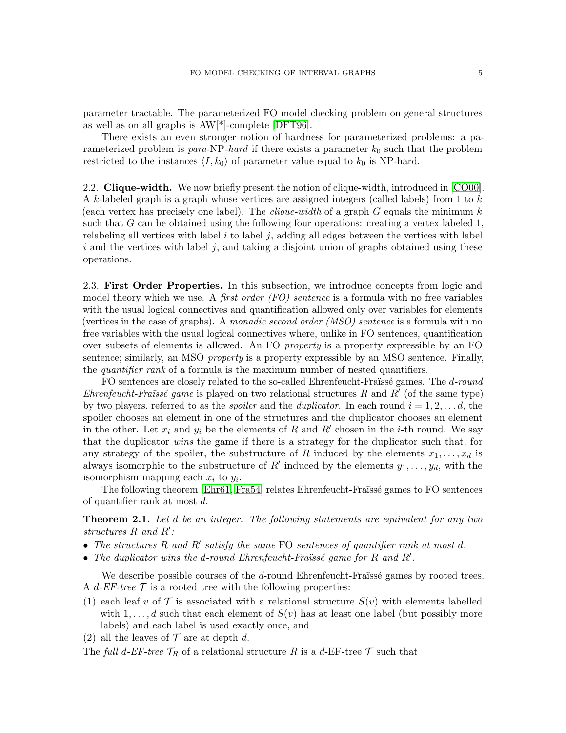parameter tractable. The parameterized FO model checking problem on general structures as well as on all graphs is AW[*]-complete [DFT96].

There exists an even stronger notion of hardness for parameterized problems: a parameterized problem is *para*-NP*-hard* if there exists a parameter $k_0$ such that the problem restricted to the instances $\langle I, k_0 \rangle$ of parameter value equal to $k_0$ is NP-hard.

## 2.2. Clique-width.

We now briefly present the notion of clique-width, introduced in [CO00]. A $k$-labeled graph is a graph whose vertices are assigned integers (called labels) from 1 to $k$ (each vertex has precisely one label). The *clique-width* of a graph $G$ equals the minimum $k$ such that $G$ can be obtained using the following four operations: creating a vertex labeled 1, relabeling all vertices with label $i$ to label $j$, adding all edges between the vertices with label $i$ and the vertices with label $j$, and taking a disjoint union of graphs obtained using these operations.

## 2.3. First Order Properties.

In this subsection, we introduce concepts from logic and model theory which we use. A *first order (FO) sentence* is a formula with no free variables with the usual logical connectives and quantification allowed only over variables for elements (vertices in the case of graphs). A *monadic second order (MSO) sentence* is a formula with no free variables with the usual logical connectives where, unlike in FO sentences, quantification over subsets of elements is allowed. An FO *property* is a property expressible by an FO sentence; similarly, an MSO *property* is a property expressible by an MSO sentence. Finally, the *quantifier rank* of a formula is the maximum number of nested quantifiers.

FO sentences are closely related to the so-called Ehrenfeucht-Fraïssé games. The *d-round Ehrenfeucht-Fraïssé game* is played on two relational structures $R$ and $R'$ (of the same type) by two players, referred to as the *spoiler* and the *duplicator*. In each round $i = 1, 2, \ldots d$, the spoiler chooses an element in one of the structures and the duplicator chooses an element in the other. Let $x_i$ and $y_i$ be the elements of $R$ and $R'$ chosen in the $i$-th round. We say that the duplicator *wins* the game if there is a strategy for the duplicator such that, for any strategy of the spoiler, the substructure of $R$ induced by the elements $x_1, \ldots, x_d$ is always isomorphic to the substructure of $R'$ induced by the elements $y_1, \ldots, y_d$, with the isomorphism mapping each $x_i$ to $y_i$.

The following theorem [Ehr61, Fra54] relates Ehrenfeucht-Fraïssé games to FO sentences of quantifier rank at most $d$.

**Theorem 2.1.** *Let $d$ be an integer. The following statements are equivalent for any two structures $R$ and $R'$:*

- *The structures $R$ and $R'$ satisfy the same* FO *sentences of quantifier rank at most $d$.*
- *The duplicator wins the $d$-round Ehrenfeucht-Fraïssé game for $R$ and $R'$.*

We describe possible courses of the $d$-round Ehrenfeucht-Fraïssé games by rooted trees. A *$d$-EF-tree* $\mathcal{T}$ is a rooted tree with the following properties:

1. each leaf $v$ of $\mathcal{T}$ is associated with a relational structure $S(v)$ with elements labelled with $1, \ldots, d$ such that each element of $S(v)$ has at least one label (but possibly more labels) and each label is used exactly once, and
2. all the leaves of $\mathcal{T}$ are at depth $d$.

The *full $d$-EF-tree* $\mathcal{T}_R$ of a relational structure $R$ is a $d$-EF-tree $\mathcal{T}$ such that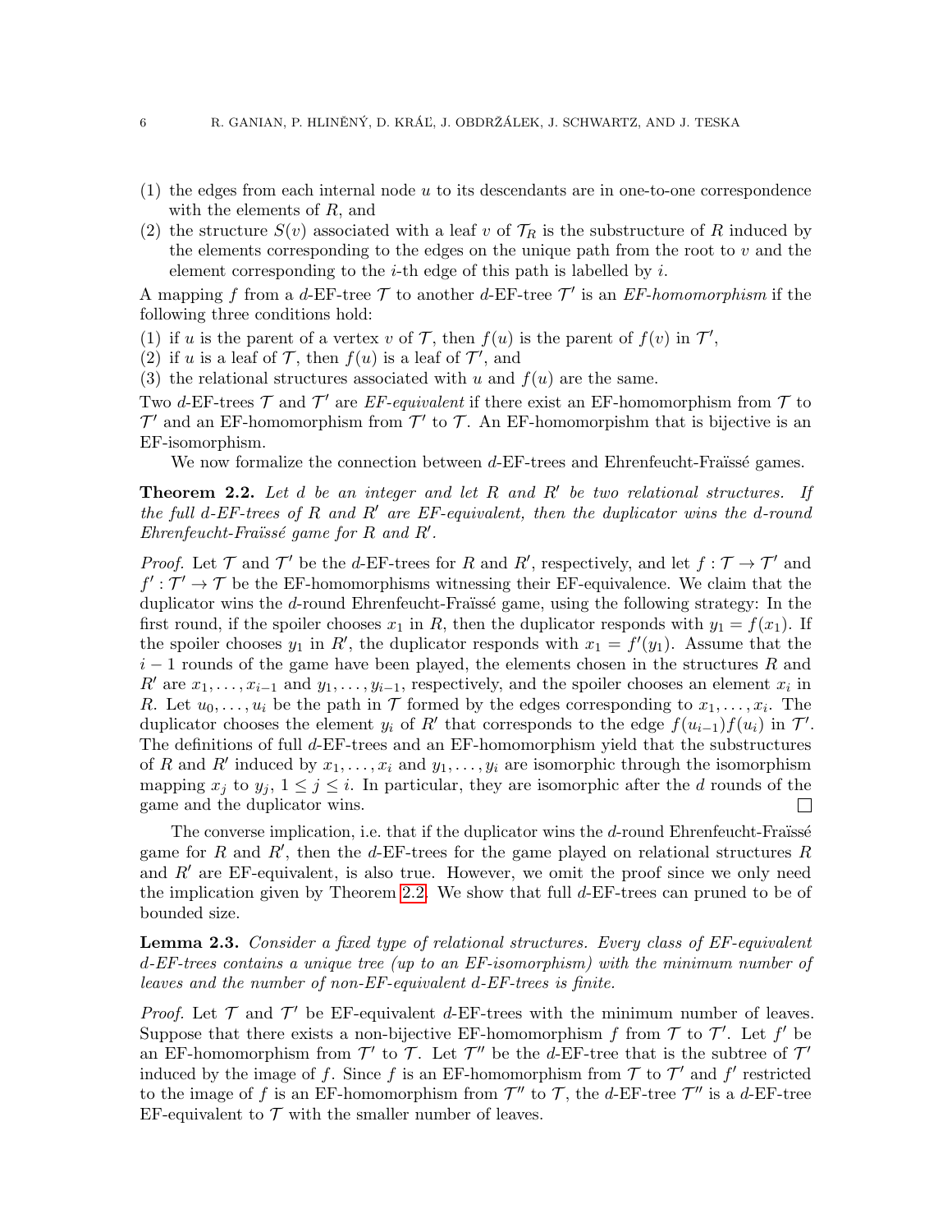(1) the edges from each internal node $u$ to its descendants are in one-to-one correspondence with the elements of $R$, and
(2) the structure $S(v)$ associated with a leaf $v$ of $\mathcal{T}_R$ is the substructure of $R$ induced by the elements corresponding to the edges on the unique path from the root to $v$ and the element corresponding to the $i$-th edge of this path is labelled by $i$.

A mapping $f$ from a $d$-EF-tree $\mathcal{T}$ to another $d$-EF-tree $\mathcal{T}'$ is an *EF-homomorphism* if the following three conditions hold:

(1) if $u$ is the parent of a vertex $v$ of $\mathcal{T}$, then $f(u)$ is the parent of $f(v)$ in $\mathcal{T}'$,
(2) if $u$ is a leaf of $\mathcal{T}$, then $f(u)$ is a leaf of $\mathcal{T}'$, and
(3) the relational structures associated with $u$ and $f(u)$ are the same.

Two $d$-EF-trees $\mathcal{T}$ and $\mathcal{T}'$ are *EF-equivalent* if there exist an EF-homomorphism from $\mathcal{T}$ to $\mathcal{T}'$ and an EF-homomorphism from $\mathcal{T}'$ to $\mathcal{T}$. An EF-homomorpishm that is bijective is an EF-isomorphism.

We now formalize the connection between $d$-EF-trees and Ehrenfeucht-Fraïssé games.

**Theorem 2.2.** *Let $d$ be an integer and let $R$ and $R'$ be two relational structures. If the full $d$-EF-trees of $R$ and $R'$ are EF-equivalent, then the duplicator wins the $d$-round Ehrenfeucht-Fraïssé game for $R$ and $R'$.*

*Proof.* Let $\mathcal{T}$ and $\mathcal{T}'$ be the $d$-EF-trees for $R$ and $R'$, respectively, and let $f : \mathcal{T} \to \mathcal{T}'$ and $f' : \mathcal{T}' \to \mathcal{T}$ be the EF-homomorphisms witnessing their EF-equivalence. We claim that the duplicator wins the $d$-round Ehrenfeucht-Fraïssé game, using the following strategy: In the first round, if the spoiler chooses $x_1$ in $R$, then the duplicator responds with $y_1 = f(x_1)$. If the spoiler chooses $y_1$ in $R'$, the duplicator responds with $x_1 = f'(y_1)$. Assume that the $i-1$ rounds of the game have been played, the elements chosen in the structures $R$ and $R'$ are $x_1, \ldots, x_{i-1}$ and $y_1, \ldots, y_{i-1}$, respectively, and the spoiler chooses an element $x_i$ in $R$. Let $u_0, \ldots, u_i$ be the path in $\mathcal{T}$ formed by the edges corresponding to $x_1, \ldots, x_i$. The duplicator chooses the element $y_i$ of $R'$ that corresponds to the edge $f(u_{i-1})f(u_i)$ in $\mathcal{T}'$. The definitions of full $d$-EF-trees and an EF-homomorphism yield that the substructures of $R$ and $R'$ induced by $x_1, \ldots, x_i$ and $y_1, \ldots, y_i$ are isomorphic through the isomorphism mapping $x_j$ to $y_j$, $1 \le j \le i$. In particular, they are isomorphic after the $d$ rounds of the game and the duplicator wins. $\square$

The converse implication, i.e. that if the duplicator wins the $d$-round Ehrenfeucht-Fraïssé game for $R$ and $R'$, then the $d$-EF-trees for the game played on relational structures $R$ and $R'$ are EF-equivalent, is also true. However, we omit the proof since we only need the implication given by Theorem 2.2. We show that full $d$-EF-trees can pruned to be of bounded size.

**Lemma 2.3.** *Consider a fixed type of relational structures. Every class of EF-equivalent $d$-EF-trees contains a unique tree (up to an EF-isomorphism) with the minimum number of leaves and the number of non-EF-equivalent $d$-EF-trees is finite.*

*Proof.* Let $\mathcal{T}$ and $\mathcal{T}'$ be EF-equivalent $d$-EF-trees with the minimum number of leaves. Suppose that there exists a non-bijective EF-homomorphism $f$ from $\mathcal{T}$ to $\mathcal{T}'$. Let $f'$ be an EF-homomorphism from $\mathcal{T}'$ to $\mathcal{T}$. Let $\mathcal{T}''$ be the $d$-EF-tree that is the subtree of $\mathcal{T}'$ induced by the image of $f$. Since $f$ is an EF-homomorphism from $\mathcal{T}$ to $\mathcal{T}'$ and $f'$ restricted to the image of $f$ is an EF-homomorphism from $\mathcal{T}''$ to $\mathcal{T}$, the $d$-EF-tree $\mathcal{T}''$ is a $d$-EF-tree EF-equivalent to $\mathcal{T}$ with the smaller number of leaves.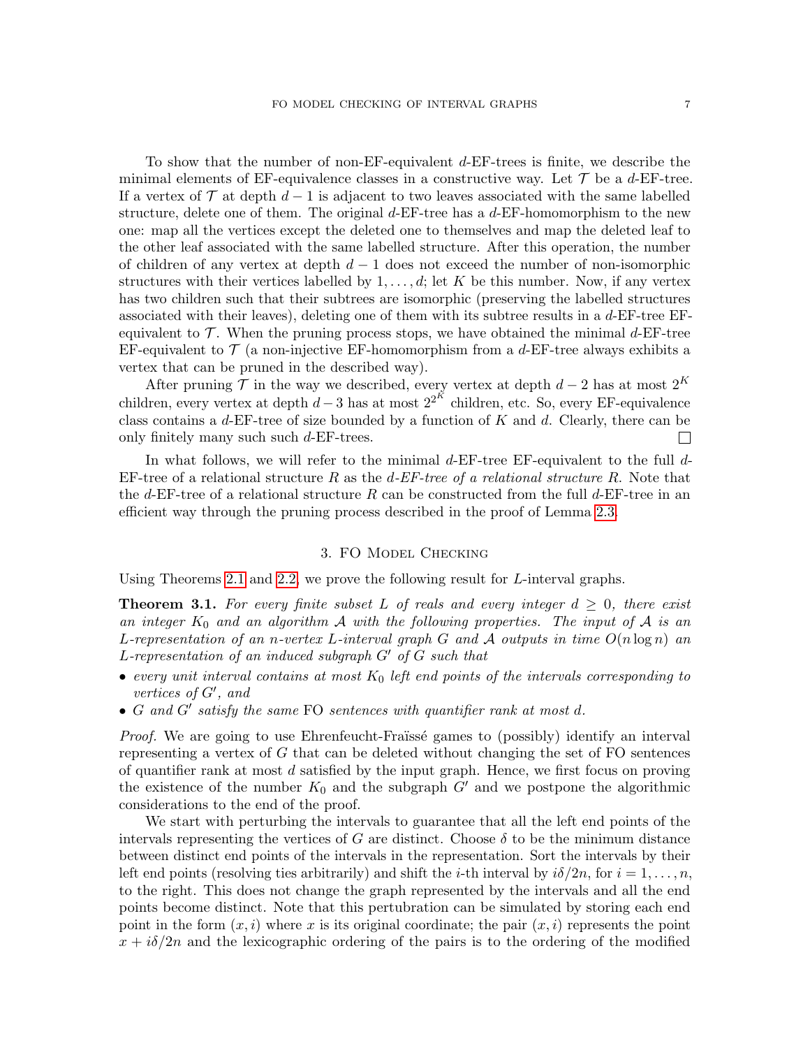To show that the number of non-EF-equivalent $d$-EF-trees is finite, we describe the minimal elements of EF-equivalence classes in a constructive way. Let $\mathcal{T}$ be a $d$-EF-tree. If a vertex of $\mathcal{T}$ at depth $d-1$ is adjacent to two leaves associated with the same labelled structure, delete one of them. The original $d$-EF-tree has a $d$-EF-homomorphism to the new one: map all the vertices except the deleted one to themselves and map the deleted leaf to the other leaf associated with the same labelled structure. After this operation, the number of children of any vertex at depth $d-1$ does not exceed the number of non-isomorphic structures with their vertices labelled by $1, \ldots, d$; let $K$ be this number. Now, if any vertex has two children such that their subtrees are isomorphic (preserving the labelled structures associated with their leaves), deleting one of them with its subtree results in a $d$-EF-tree EF-equivalent to $\mathcal{T}$. When the pruning process stops, we have obtained the minimal $d$-EF-tree EF-equivalent to $\mathcal{T}$ (a non-injective EF-homomorphism from a $d$-EF-tree always exhibits a vertex that can be pruned in the described way).

After pruning $\mathcal{T}$ in the way we described, every vertex at depth $d-2$ has at most $2^K$ children, every vertex at depth $d-3$ has at most $2^{2^K}$ children, etc. So, every EF-equivalence class contains a $d$-EF-tree of size bounded by a function of $K$ and $d$. Clearly, there can be only finitely many such such $d$-EF-trees. □

In what follows, we will refer to the minimal $d$-EF-tree EF-equivalent to the full $d$-EF-tree of a relational structure $R$ as the *$d$-EF-tree of a relational structure $R$*. Note that the $d$-EF-tree of a relational structure $R$ can be constructed from the full $d$-EF-tree in an efficient way through the pruning process described in the proof of Lemma 2.3.

## 3. FO Model Checking

Using Theorems 2.1 and 2.2, we prove the following result for $L$-interval graphs.

**Theorem 3.1.** *For every finite subset $L$ of reals and every integer $d \geq 0$, there exist an integer $K_0$ and an algorithm $\mathcal{A}$ with the following properties. The input of $\mathcal{A}$ is an $L$-representation of an $n$-vertex $L$-interval graph $G$ and $\mathcal{A}$ outputs in time $O(n \log n)$ an $L$-representation of an induced subgraph $G'$ of $G$ such that*

- *every unit interval contains at most $K_0$ left end points of the intervals corresponding to vertices of $G'$, and*
- *$G$ and $G'$ satisfy the same* FO *sentences with quantifier rank at most $d$.*

*Proof.* We are going to use Ehrenfeucht-Fraïssé games to (possibly) identify an interval representing a vertex of $G$ that can be deleted without changing the set of FO sentences of quantifier rank at most $d$ satisfied by the input graph. Hence, we first focus on proving the existence of the number $K_0$ and the subgraph $G'$ and we postpone the algorithmic considerations to the end of the proof.

We start with perturbing the intervals to guarantee that all the left end points of the intervals representing the vertices of $G$ are distinct. Choose $\delta$ to be the minimum distance between distinct end points of the intervals in the representation. Sort the intervals by their left end points (resolving ties arbitrarily) and shift the $i$-th interval by $i\delta/2n$, for $i = 1, \ldots, n$, to the right. This does not change the graph represented by the intervals and all the end points become distinct. Note that this pertubration can be simulated by storing each end point in the form $(x, i)$ where $x$ is its original coordinate; the pair $(x, i)$ represents the point $x + i\delta/2n$ and the lexicographic ordering of the pairs is to the ordering of the modified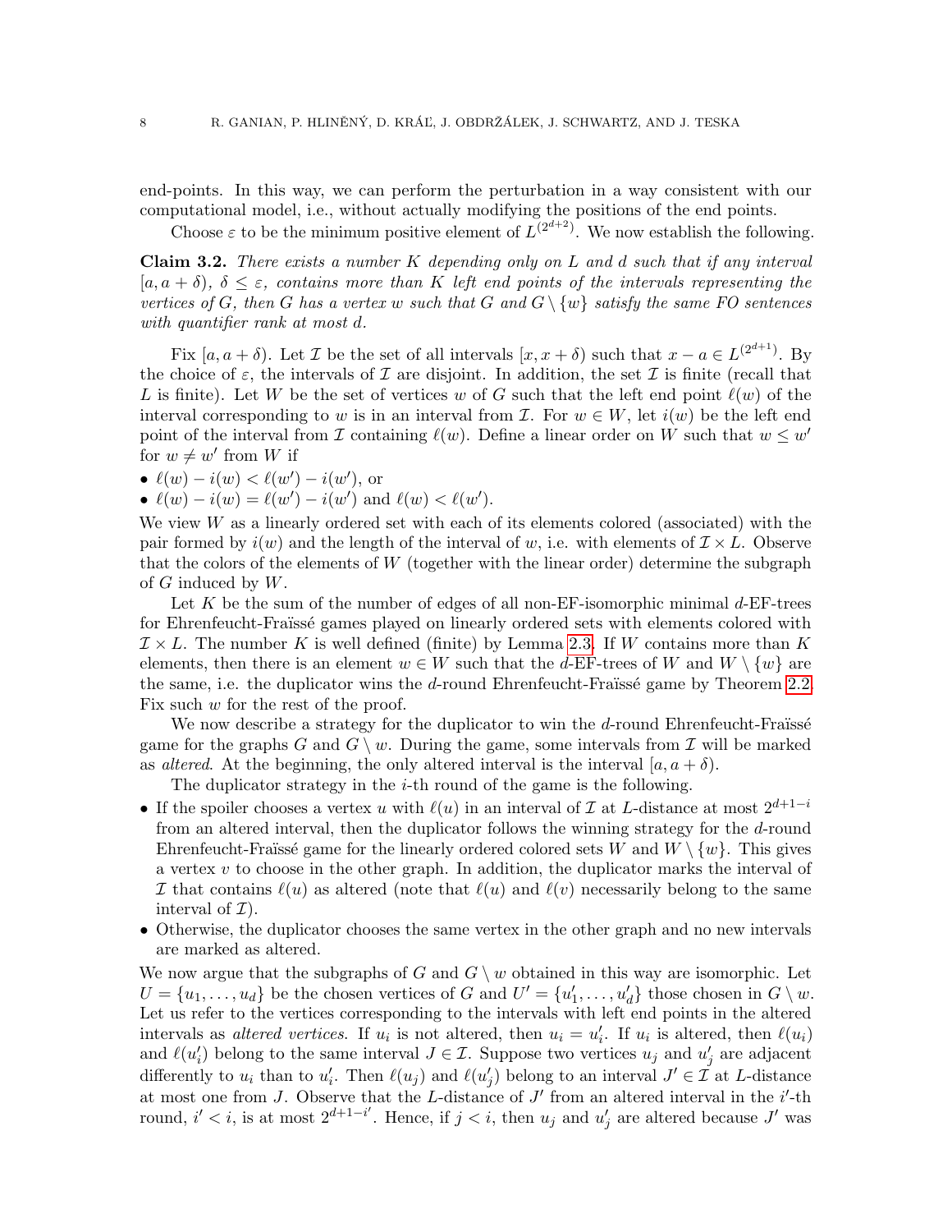end-points. In this way, we can perform the perturbation in a way consistent with our computational model, i.e., without actually modifying the positions of the end points.

Choose $\varepsilon$ to be the minimum positive element of $L^{(2^{d+2})}$. We now establish the following.

**Claim 3.2.** *There exists a number $K$ depending only on $L$ and $d$ such that if any interval $[a, a+\delta)$, $\delta \leq \varepsilon$, contains more than $K$ left end points of the intervals representing the vertices of $G$, then $G$ has a vertex $w$ such that $G$ and $G \setminus \{w\}$ satisfy the same FO sentences with quantifier rank at most $d$.*

Fix $[a, a+\delta)$. Let $\mathcal{I}$ be the set of all intervals $[x, x+\delta)$ such that $x - a \in L^{(2^{d+1})}$. By the choice of $\varepsilon$, the intervals of $\mathcal{I}$ are disjoint. In addition, the set $\mathcal{I}$ is finite (recall that $L$ is finite). Let $W$ be the set of vertices $w$ of $G$ such that the left end point $\ell(w)$ of the interval corresponding to $w$ is in an interval from $\mathcal{I}$. For $w \in W$, let $i(w)$ be the left end point of the interval from $\mathcal{I}$ containing $\ell(w)$. Define a linear order on $W$ such that $w \leq w'$ for $w \neq w'$ from $W$ if

- $\ell(w) - i(w) < \ell(w') - i(w')$, or
- $\ell(w) - i(w) = \ell(w') - i(w')$ and $\ell(w) < \ell(w')$.

We view $W$ as a linearly ordered set with each of its elements colored (associated) with the pair formed by $i(w)$ and the length of the interval of $w$, i.e. with elements of $\mathcal{I} \times L$. Observe that the colors of the elements of $W$ (together with the linear order) determine the subgraph of $G$ induced by $W$.

Let $K$ be the sum of the number of edges of all non-EF-isomorphic minimal $d$-EF-trees for Ehrenfeucht-Fraïssé games played on linearly ordered sets with elements colored with $\mathcal{I} \times L$. The number $K$ is well defined (finite) by Lemma 2.3. If $W$ contains more than $K$ elements, then there is an element $w \in W$ such that the $d$-EF-trees of $W$ and $W \setminus \{w\}$ are the same, i.e. the duplicator wins the $d$-round Ehrenfeucht-Fraïssé game by Theorem 2.2. Fix such $w$ for the rest of the proof.

We now describe a strategy for the duplicator to win the $d$-round Ehrenfeucht-Fraïssé game for the graphs $G$ and $G \setminus w$. During the game, some intervals from $\mathcal{I}$ will be marked as *altered*. At the beginning, the only altered interval is the interval $[a, a+\delta)$.

The duplicator strategy in the $i$-th round of the game is the following.

- If the spoiler chooses a vertex $u$ with $\ell(u)$ in an interval of $\mathcal{I}$ at $L$-distance at most $2^{d+1-i}$ from an altered interval, then the duplicator follows the winning strategy for the $d$-round Ehrenfeucht-Fraïssé game for the linearly ordered colored sets $W$ and $W \setminus \{w\}$. This gives a vertex $v$ to choose in the other graph. In addition, the duplicator marks the interval of $\mathcal{I}$ that contains $\ell(u)$ as altered (note that $\ell(u)$ and $\ell(v)$ necessarily belong to the same interval of $\mathcal{I}$).
- Otherwise, the duplicator chooses the same vertex in the other graph and no new intervals are marked as altered.

We now argue that the subgraphs of $G$ and $G \setminus w$ obtained in this way are isomorphic. Let $U = \{u_1, \ldots, u_d\}$ be the chosen vertices of $G$ and $U' = \{u'_1, \ldots, u'_d\}$ those chosen in $G \setminus w$. Let us refer to the vertices corresponding to the intervals with left end points in the altered intervals as *altered vertices*. If $u_i$ is not altered, then $u_i = u'_i$. If $u_i$ is altered, then $\ell(u_i)$ and $\ell(u'_i)$ belong to the same interval $J \in \mathcal{I}$. Suppose two vertices $u_j$ and $u'_j$ are adjacent differently to $u_i$ than to $u'_i$. Then $\ell(u_j)$ and $\ell(u'_j)$ belong to an interval $J' \in \mathcal{I}$ at $L$-distance at most one from $J$. Observe that the $L$-distance of $J'$ from an altered interval in the $i'$-th round, $i' < i$, is at most $2^{d+1-i'}$. Hence, if $j < i$, then $u_j$ and $u'_j$ are altered because $J'$ was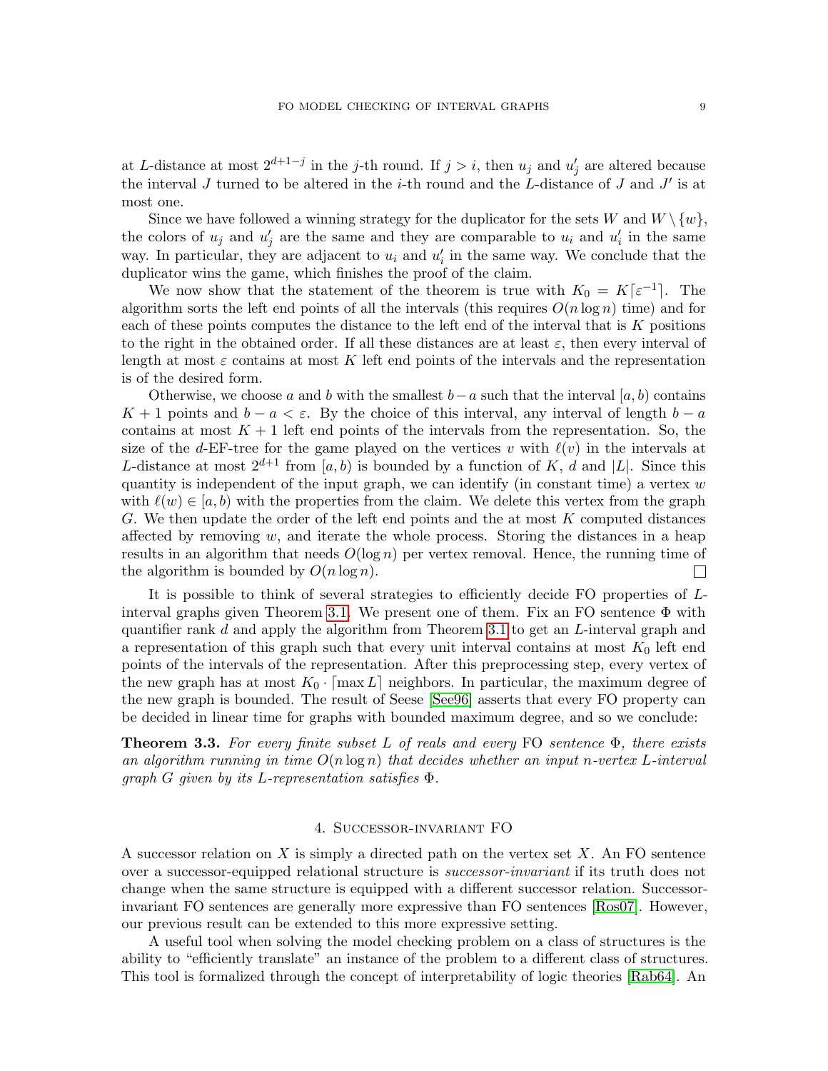at $L$-distance at most $2^{d+1-j}$ in the $j$-th round. If $j > i$, then $u_j$ and $u'_j$ are altered because the interval $J$ turned to be altered in the $i$-th round and the $L$-distance of $J$ and $J'$ is at most one.

Since we have followed a winning strategy for the duplicator for the sets $W$ and $W \setminus \{w\}$, the colors of $u_j$ and $u'_j$ are the same and they are comparable to $u_i$ and $u'_i$ in the same way. In particular, they are adjacent to $u_i$ and $u'_i$ in the same way. We conclude that the duplicator wins the game, which finishes the proof of the claim.

We now show that the statement of the theorem is true with $K_0 = K\lceil \varepsilon^{-1} \rceil$. The algorithm sorts the left end points of all the intervals (this requires $O(n \log n)$ time) and for each of these points computes the distance to the left end of the interval that is $K$ positions to the right in the obtained order. If all these distances are at least $\varepsilon$, then every interval of length at most $\varepsilon$ contains at most $K$ left end points of the intervals and the representation is of the desired form.

Otherwise, we choose $a$ and $b$ with the smallest $b-a$ such that the interval $[a, b)$ contains $K + 1$ points and $b - a < \varepsilon$. By the choice of this interval, any interval of length $b - a$ contains at most $K + 1$ left end points of the intervals from the representation. So, the size of the $d$-EF-tree for the game played on the vertices $v$ with $\ell(v)$ in the intervals at $L$-distance at most $2^{d+1}$ from $[a, b)$ is bounded by a function of $K$, $d$ and $|L|$. Since this quantity is independent of the input graph, we can identify (in constant time) a vertex $w$ with $\ell(w) \in [a, b)$ with the properties from the claim. We delete this vertex from the graph $G$. We then update the order of the left end points and the at most $K$ computed distances affected by removing $w$, and iterate the whole process. Storing the distances in a heap results in an algorithm that needs $O(\log n)$ per vertex removal. Hence, the running time of the algorithm is bounded by $O(n \log n)$. □

It is possible to think of several strategies to efficiently decide FO properties of $L$-interval graphs given Theorem 3.1. We present one of them. Fix an FO sentence $\Phi$ with quantifier rank $d$ and apply the algorithm from Theorem 3.1 to get an $L$-interval graph and a representation of this graph such that every unit interval contains at most $K_0$ left end points of the intervals of the representation. After this preprocessing step, every vertex of the new graph has at most $K_0 \cdot \lceil \max L \rceil$ neighbors. In particular, the maximum degree of the new graph is bounded. The result of Seese [See96] asserts that every FO property can be decided in linear time for graphs with bounded maximum degree, and so we conclude:

**Theorem 3.3.** *For every finite subset $L$ of reals and every* FO *sentence $\Phi$, there exists an algorithm running in time $O(n \log n)$ that decides whether an input $n$-vertex $L$-interval graph $G$ given by its $L$-representation satisfies $\Phi$.*

## 4. Successor-invariant FO

A successor relation on $X$ is simply a directed path on the vertex set $X$. An FO sentence over a successor-equipped relational structure is *successor-invariant* if its truth does not change when the same structure is equipped with a different successor relation. Successor-invariant FO sentences are generally more expressive than FO sentences [Ros07]. However, our previous result can be extended to this more expressive setting.

A useful tool when solving the model checking problem on a class of structures is the ability to "efficiently translate" an instance of the problem to a different class of structures. This tool is formalized through the concept of interpretability of logic theories [Rab64]. An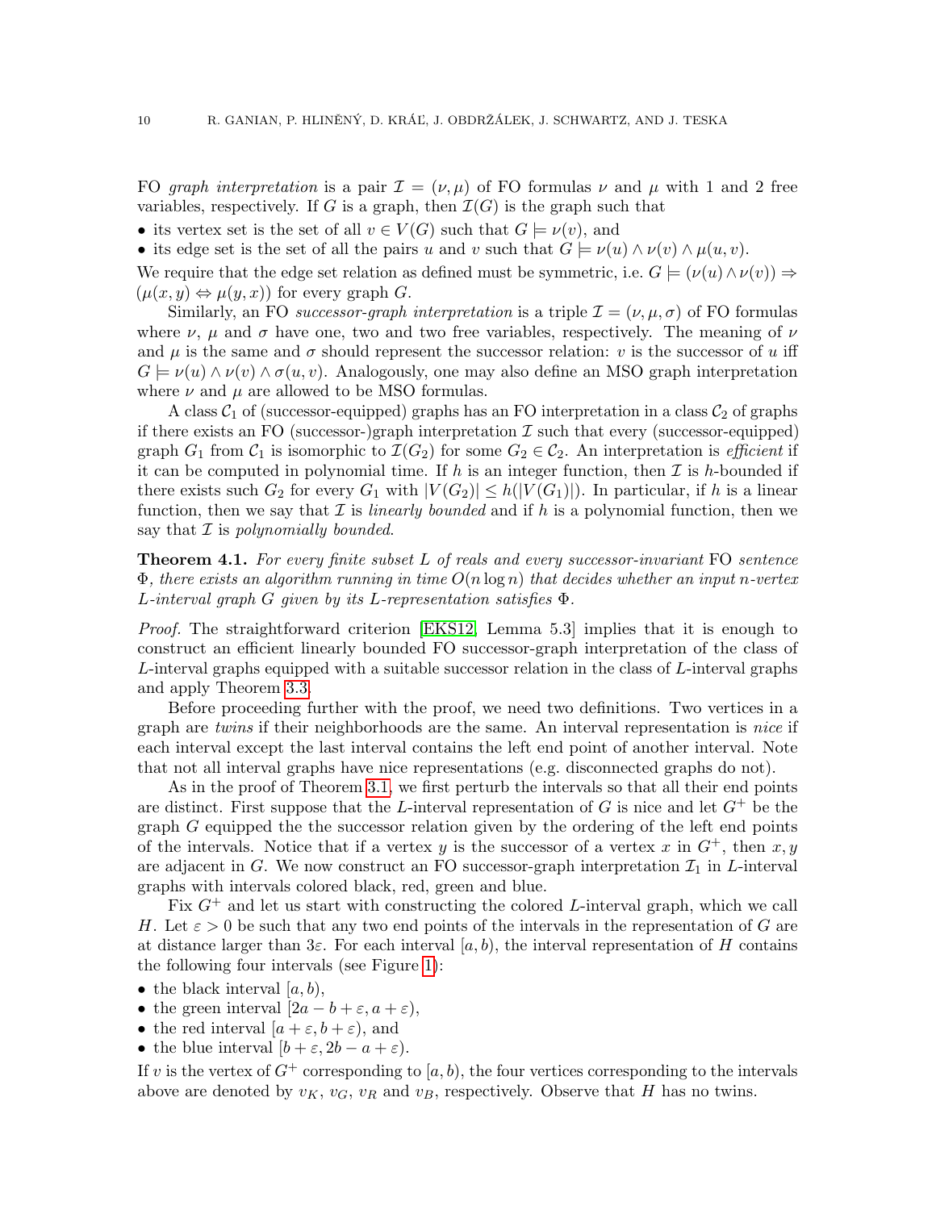FO *graph interpretation* is a pair $\mathcal{I} = (\nu, \mu)$ of FO formulas $\nu$ and $\mu$ with 1 and 2 free variables, respectively. If $G$ is a graph, then $\mathcal{I}(G)$ is the graph such that

- its vertex set is the set of all $v \in V(G)$ such that $G \models \nu(v)$, and
- its edge set is the set of all the pairs $u$ and $v$ such that $G \models \nu(u) \wedge \nu(v) \wedge \mu(u, v)$.

We require that the edge set relation as defined must be symmetric, i.e. $G \models (\nu(u) \wedge \nu(v)) \Rightarrow (\mu(x, y) \Leftrightarrow \mu(y, x))$ for every graph $G$.

Similarly, an FO *successor-graph interpretation* is a triple $\mathcal{I} = (\nu, \mu, \sigma)$ of FO formulas where $\nu$, $\mu$ and $\sigma$ have one, two and two free variables, respectively. The meaning of $\nu$ and $\mu$ is the same and $\sigma$ should represent the successor relation: $v$ is the successor of $u$ iff $G \models \nu(u) \wedge \nu(v) \wedge \sigma(u, v)$. Analogously, one may also define an MSO graph interpretation where $\nu$ and $\mu$ are allowed to be MSO formulas.

A class $\mathcal{C}_1$ of (successor-equipped) graphs has an FO interpretation in a class $\mathcal{C}_2$ of graphs if there exists an FO (successor-)graph interpretation $\mathcal{I}$ such that every (successor-equipped) graph $G_1$ from $\mathcal{C}_1$ is isomorphic to $\mathcal{I}(G_2)$ for some $G_2 \in \mathcal{C}_2$. An interpretation is *efficient* if it can be computed in polynomial time. If $h$ is an integer function, then $\mathcal{I}$ is $h$-bounded if there exists such $G_2$ for every $G_1$ with $|V(G_2)| \le h(|V(G_1)|)$. In particular, if $h$ is a linear function, then we say that $\mathcal{I}$ is *linearly bounded* and if $h$ is a polynomial function, then we say that $\mathcal{I}$ is *polynomially bounded*.

**Theorem 4.1.** *For every finite subset $L$ of reals and every successor-invariant* FO *sentence $\Phi$, there exists an algorithm running in time $O(n \log n)$ that decides whether an input $n$-vertex $L$-interval graph $G$ given by its $L$-representation satisfies $\Phi$.*

*Proof.* The straightforward criterion [EKS12, Lemma 5.3] implies that it is enough to construct an efficient linearly bounded FO successor-graph interpretation of the class of $L$-interval graphs equipped with a suitable successor relation in the class of $L$-interval graphs and apply Theorem 3.3.

Before proceeding further with the proof, we need two definitions. Two vertices in a graph are *twins* if their neighborhoods are the same. An interval representation is *nice* if each interval except the last interval contains the left end point of another interval. Note that not all interval graphs have nice representations (e.g. disconnected graphs do not).

As in the proof of Theorem 3.1, we first perturb the intervals so that all their end points are distinct. First suppose that the $L$-interval representation of $G$ is nice and let $G^+$ be the graph $G$ equipped the the successor relation given by the ordering of the left end points of the intervals. Notice that if a vertex $y$ is the successor of a vertex $x$ in $G^+$, then $x, y$ are adjacent in $G$. We now construct an FO successor-graph interpretation $\mathcal{I}_1$ in $L$-interval graphs with intervals colored black, red, green and blue.

Fix $G^+$ and let us start with constructing the colored $L$-interval graph, which we call $H$. Let $\varepsilon > 0$ be such that any two end points of the intervals in the representation of $G$ are at distance larger than $3\varepsilon$. For each interval $[a, b)$, the interval representation of $H$ contains the following four intervals (see Figure 1):

- the black interval $[a, b)$,
- the green interval $[2a - b + \varepsilon, a + \varepsilon)$,
- the red interval $[a + \varepsilon, b + \varepsilon)$, and
- the blue interval $[b + \varepsilon, 2b - a + \varepsilon)$.

If $v$ is the vertex of $G^+$ corresponding to $[a, b)$, the four vertices corresponding to the intervals above are denoted by $v_K$, $v_G$, $v_R$ and $v_B$, respectively. Observe that $H$ has no twins.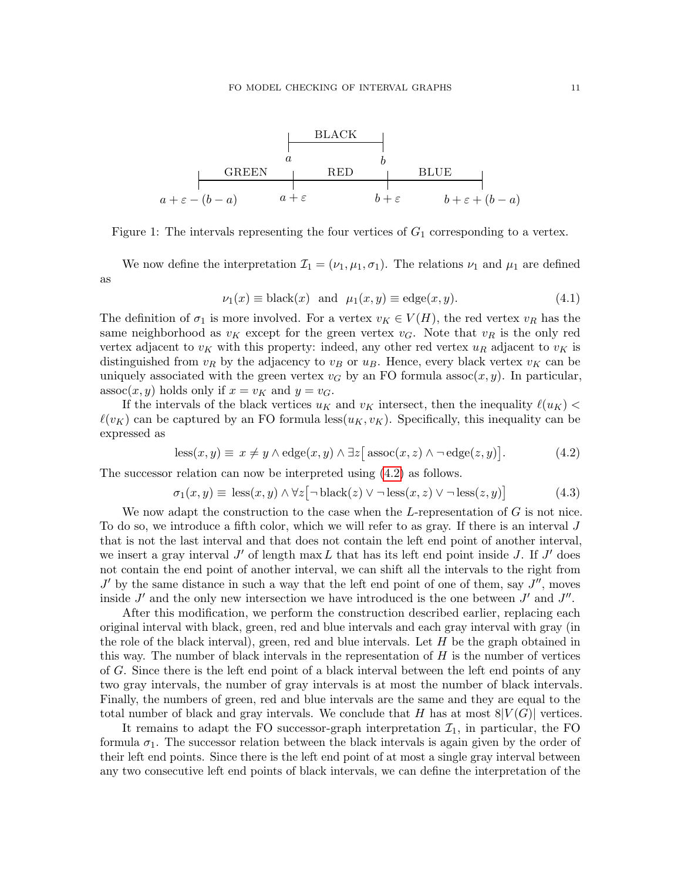BLACK

$a$ $b$

GREEN RED BLUE

$a+\varepsilon-(b-a)$ $a+\varepsilon$ $b+\varepsilon$ $b+\varepsilon+(b-a)$

Figure 1: The intervals representing the four vertices of $G_1$ corresponding to a vertex.

We now define the interpretation $\mathcal{I}_1 = (\nu_1, \mu_1, \sigma_1)$. The relations $\nu_1$ and $\mu_1$ are defined as

$$\nu_1(x) \equiv \text{black}(x) \ \text{ and } \ \mu_1(x, y) \equiv \text{edge}(x, y). \tag{4.1}$$

The definition of $\sigma_1$ is more involved. For a vertex $v_K \in V(H)$, the red vertex $v_R$ has the same neighborhood as $v_K$ except for the green vertex $v_G$. Note that $v_R$ is the only red vertex adjacent to $v_K$ with this property: indeed, any other red vertex $u_R$ adjacent to $v_K$ is distinguished from $v_R$ by the adjacency to $v_B$ or $u_B$. Hence, every black vertex $v_K$ can be uniquely associated with the green vertex $v_G$ by an FO formula $\text{assoc}(x, y)$. In particular, $\text{assoc}(x, y)$ holds only if $x = v_K$ and $y = v_G$.

If the intervals of the black vertices $u_K$ and $v_K$ intersect, then the inequality $\ell(u_K) < \ell(v_K)$ can be captured by an FO formula $\text{less}(u_K, v_K)$. Specifically, this inequality can be expressed as

$$\text{less}(x, y) \equiv \ x \neq y \wedge \text{edge}(x, y) \wedge \exists z \big[\, \text{assoc}(x, z) \wedge \neg\, \text{edge}(z, y) \big]. \tag{4.2}$$

The successor relation can now be interpreted using (4.2) as follows.

$$\sigma_1(x, y) \equiv \ \text{less}(x, y) \wedge \forall z \big[ \neg\, \text{black}(z) \vee \neg\, \text{less}(x, z) \vee \neg\, \text{less}(z, y) \big] \tag{4.3}$$

We now adapt the construction to the case when the $L$-representation of $G$ is not nice. To do so, we introduce a fifth color, which we will refer to as gray. If there is an interval $J$ that is not the last interval and that does not contain the left end point of another interval, we insert a gray interval $J'$ of length $\max L$ that has its left end point inside $J$. If $J'$ does not contain the end point of another interval, we can shift all the intervals to the right from $J'$ by the same distance in such a way that the left end point of one of them, say $J''$, moves inside $J'$ and the only new intersection we have introduced is the one between $J'$ and $J''$.

After this modification, we perform the construction described earlier, replacing each original interval with black, green, red and blue intervals and each gray interval with gray (in the role of the black interval), green, red and blue intervals. Let $H$ be the graph obtained in this way. The number of black intervals in the representation of $H$ is the number of vertices of $G$. Since there is the left end point of a black interval between the left end points of any two gray intervals, the number of gray intervals is at most the number of black intervals. Finally, the numbers of green, red and blue intervals are the same and they are equal to the total number of black and gray intervals. We conclude that $H$ has at most $8|V(G)|$ vertices.

It remains to adapt the FO successor-graph interpretation $\mathcal{I}_1$, in particular, the FO formula $\sigma_1$. The successor relation between the black intervals is again given by the order of their left end points. Since there is the left end point of at most a single gray interval between any two consecutive left end points of black intervals, we can define the interpretation of the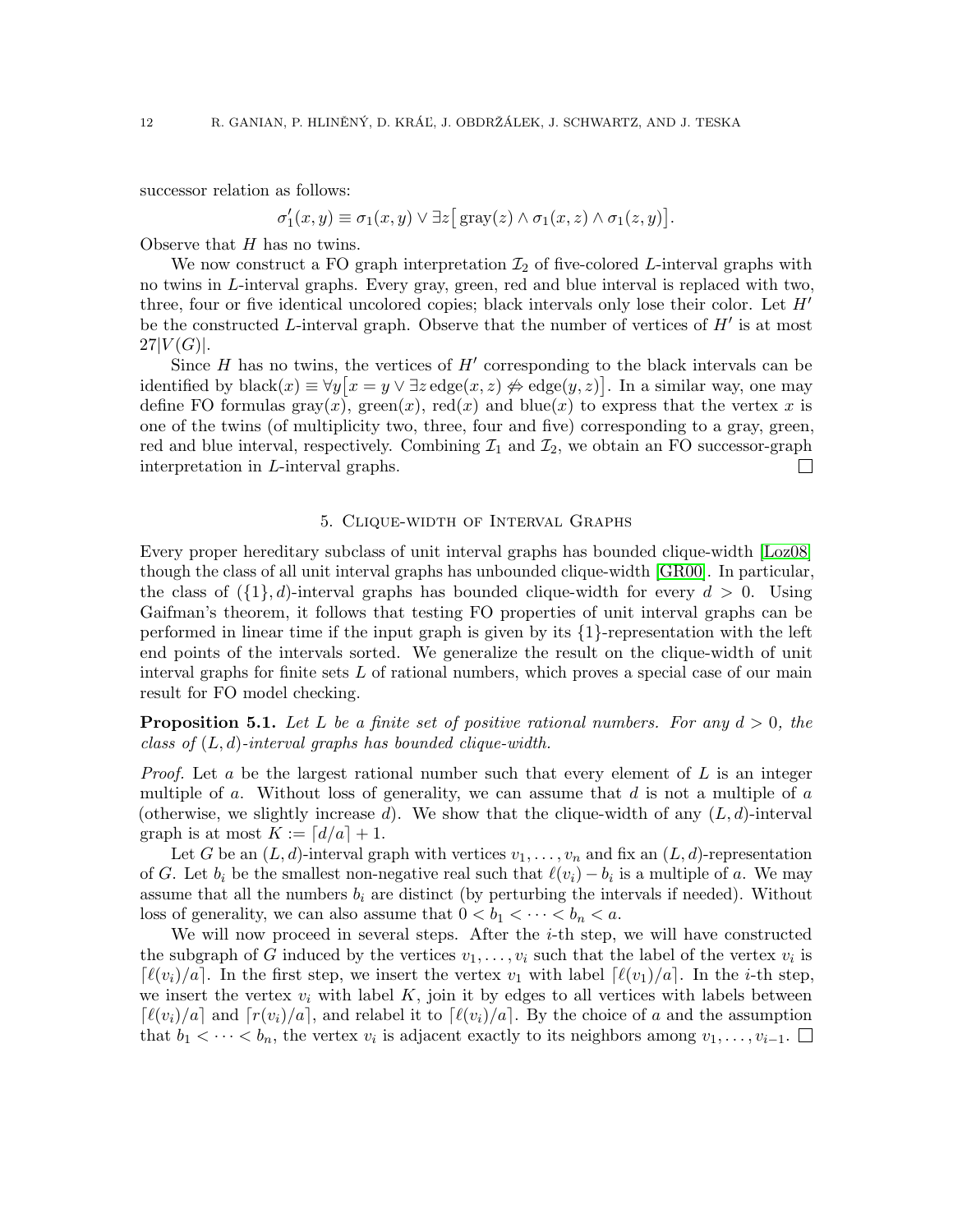successor relation as follows:

$$\sigma_1'(x,y) \equiv \sigma_1(x,y) \vee \exists z \big[\, \mathrm{gray}(z) \wedge \sigma_1(x,z) \wedge \sigma_1(z,y)\big].$$

Observe that $H$ has no twins.

We now construct a FO graph interpretation $\mathcal{I}_2$ of five-colored $L$-interval graphs with no twins in $L$-interval graphs. Every gray, green, red and blue interval is replaced with two, three, four or five identical uncolored copies; black intervals only lose their color. Let $H'$ be the constructed $L$-interval graph. Observe that the number of vertices of $H'$ is at most $27|V(G)|$.

Since $H$ has no twins, the vertices of $H'$ corresponding to the black intervals can be identified by $\mathrm{black}(x) \equiv \forall y \big[x = y \vee \exists z \, \mathrm{edge}(x,z) \not\Leftrightarrow \mathrm{edge}(y,z)\big]$. In a similar way, one may define FO formulas $\mathrm{gray}(x)$, $\mathrm{green}(x)$, $\mathrm{red}(x)$ and $\mathrm{blue}(x)$ to express that the vertex $x$ is one of the twins (of multiplicity two, three, four and five) corresponding to a gray, green, red and blue interval, respectively. Combining $\mathcal{I}_1$ and $\mathcal{I}_2$, we obtain an FO successor-graph interpretation in $L$-interval graphs. □

## 5. Clique-width of Interval Graphs

Every proper hereditary subclass of unit interval graphs has bounded clique-width [Loz08] though the class of all unit interval graphs has unbounded clique-width [GR00]. In particular, the class of $(\{1\}, d)$-interval graphs has bounded clique-width for every $d > 0$. Using Gaifman's theorem, it follows that testing FO properties of unit interval graphs can be performed in linear time if the input graph is given by its $\{1\}$-representation with the left end points of the intervals sorted. We generalize the result on the clique-width of unit interval graphs for finite sets $L$ of rational numbers, which proves a special case of our main result for FO model checking.

**Proposition 5.1.** *Let $L$ be a finite set of positive rational numbers. For any $d > 0$, the class of $(L,d)$-interval graphs has bounded clique-width.*

*Proof.* Let $a$ be the largest rational number such that every element of $L$ is an integer multiple of $a$. Without loss of generality, we can assume that $d$ is not a multiple of $a$ (otherwise, we slightly increase $d$). We show that the clique-width of any $(L,d)$-interval graph is at most $K := \lceil d/a \rceil + 1$.

Let $G$ be an $(L,d)$-interval graph with vertices $v_1, \ldots, v_n$ and fix an $(L,d)$-representation of $G$. Let $b_i$ be the smallest non-negative real such that $\ell(v_i) - b_i$ is a multiple of $a$. We may assume that all the numbers $b_i$ are distinct (by perturbing the intervals if needed). Without loss of generality, we can also assume that $0 < b_1 < \cdots < b_n < a$.

We will now proceed in several steps. After the $i$-th step, we will have constructed the subgraph of $G$ induced by the vertices $v_1, \ldots, v_i$ such that the label of the vertex $v_i$ is $\lceil \ell(v_i)/a \rceil$. In the first step, we insert the vertex $v_1$ with label $\lceil \ell(v_1)/a \rceil$. In the $i$-th step, we insert the vertex $v_i$ with label $K$, join it by edges to all vertices with labels between $\lceil \ell(v_i)/a \rceil$ and $\lceil r(v_i)/a \rceil$, and relabel it to $\lceil \ell(v_i)/a \rceil$. By the choice of $a$ and the assumption that $b_1 < \cdots < b_n$, the vertex $v_i$ is adjacent exactly to its neighbors among $v_1, \ldots, v_{i-1}$. □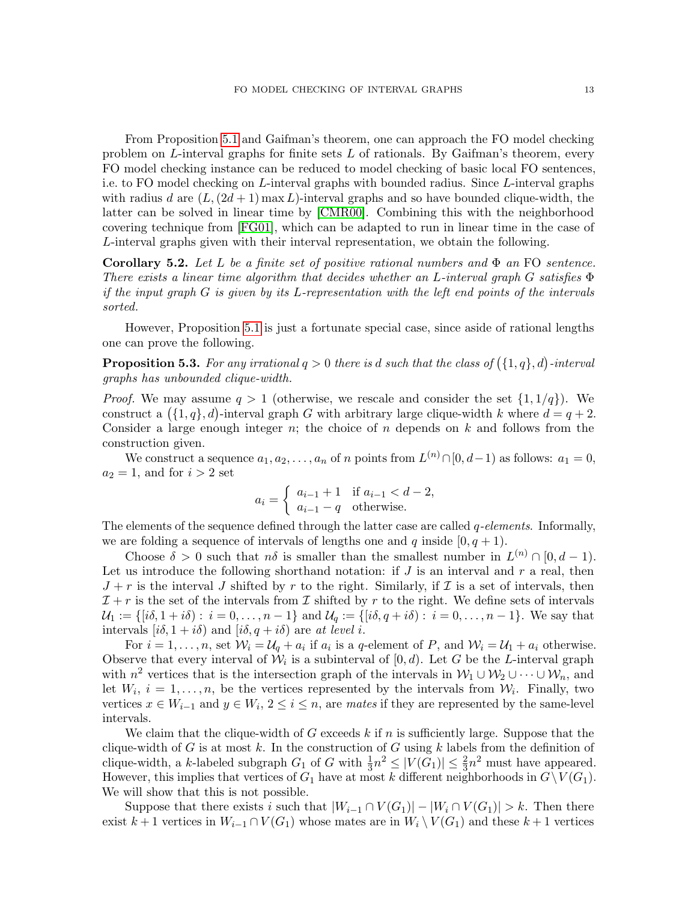From Proposition 5.1 and Gaifman's theorem, one can approach the FO model checking problem on $L$-interval graphs for finite sets $L$ of rationals. By Gaifman's theorem, every FO model checking instance can be reduced to model checking of basic local FO sentences, i.e. to FO model checking on $L$-interval graphs with bounded radius. Since $L$-interval graphs with radius $d$ are $(L, (2d+1)\max L)$-interval graphs and so have bounded clique-width, the latter can be solved in linear time by [CMR00]. Combining this with the neighborhood covering technique from [FG01], which can be adapted to run in linear time in the case of $L$-interval graphs given with their interval representation, we obtain the following.

**Corollary 5.2.** *Let $L$ be a finite set of positive rational numbers and $\Phi$ an* FO *sentence. There exists a linear time algorithm that decides whether an $L$-interval graph $G$ satisfies $\Phi$ if the input graph $G$ is given by its $L$-representation with the left end points of the intervals sorted.*

However, Proposition 5.1 is just a fortunate special case, since aside of rational lengths one can prove the following.

**Proposition 5.3.** *For any irrational $q > 0$ there is $d$ such that the class of $\big(\{1, q\}, d\big)$-interval graphs has unbounded clique-width.*

*Proof.* We may assume $q > 1$ (otherwise, we rescale and consider the set $\{1, 1/q\}$). We construct a $\big(\{1, q\}, d\big)$-interval graph $G$ with arbitrary large clique-width $k$ where $d = q + 2$. Consider a large enough integer $n$; the choice of $n$ depends on $k$ and follows from the construction given.

We construct a sequence $a_1, a_2, \ldots, a_n$ of $n$ points from $L^{(n)} \cap [0, d-1)$ as follows: $a_1 = 0$, $a_2 = 1$, and for $i > 2$ set

$$a_i = \begin{cases} a_{i-1} + 1 & \text{if } a_{i-1} < d - 2, \\ a_{i-1} - q & \text{otherwise.} \end{cases}$$

The elements of the sequence defined through the latter case are called *$q$-elements*. Informally, we are folding a sequence of intervals of lengths one and $q$ inside $[0, q+1)$.

Choose $\delta > 0$ such that $n\delta$ is smaller than the smallest number in $L^{(n)} \cap [0, d-1)$. Let us introduce the following shorthand notation: if $J$ is an interval and $r$ a real, then $J + r$ is the interval $J$ shifted by $r$ to the right. Similarly, if $\mathcal{I}$ is a set of intervals, then $\mathcal{I} + r$ is the set of the intervals from $\mathcal{I}$ shifted by $r$ to the right. We define sets of intervals $\mathcal{U}_1 := \{[i\delta, 1 + i\delta) : i = 0, \ldots, n-1\}$ and $\mathcal{U}_q := \{[i\delta, q + i\delta) : i = 0, \ldots, n-1\}$. We say that intervals $[i\delta, 1 + i\delta)$ and $[i\delta, q + i\delta)$ are *at level $i$*.

For $i = 1, \ldots, n$, set $\mathcal{W}_i = \mathcal{U}_q + a_i$ if $a_i$ is a $q$-element of $P$, and $\mathcal{W}_i = \mathcal{U}_1 + a_i$ otherwise. Observe that every interval of $\mathcal{W}_i$ is a subinterval of $[0, d)$. Let $G$ be the $L$-interval graph with $n^2$ vertices that is the intersection graph of the intervals in $\mathcal{W}_1 \cup \mathcal{W}_2 \cup \cdots \cup \mathcal{W}_n$, and let $W_i$, $i = 1, \ldots, n$, be the vertices represented by the intervals from $\mathcal{W}_i$. Finally, two vertices $x \in W_{i-1}$ and $y \in W_i$, $2 \le i \le n$, are *mates* if they are represented by the same-level intervals.

We claim that the clique-width of $G$ exceeds $k$ if $n$ is sufficiently large. Suppose that the clique-width of $G$ is at most $k$. In the construction of $G$ using $k$ labels from the definition of clique-width, a $k$-labeled subgraph $G_1$ of $G$ with $\frac{1}{3}n^2 \le |V(G_1)| \le \frac{2}{3}n^2$ must have appeared. However, this implies that vertices of $G_1$ have at most $k$ different neighborhoods in $G \setminus V(G_1)$. We will show that this is not possible.

Suppose that there exists $i$ such that $|W_{i-1} \cap V(G_1)| - |W_i \cap V(G_1)| > k$. Then there exist $k+1$ vertices in $W_{i-1} \cap V(G_1)$ whose mates are in $W_i \setminus V(G_1)$ and these $k+1$ vertices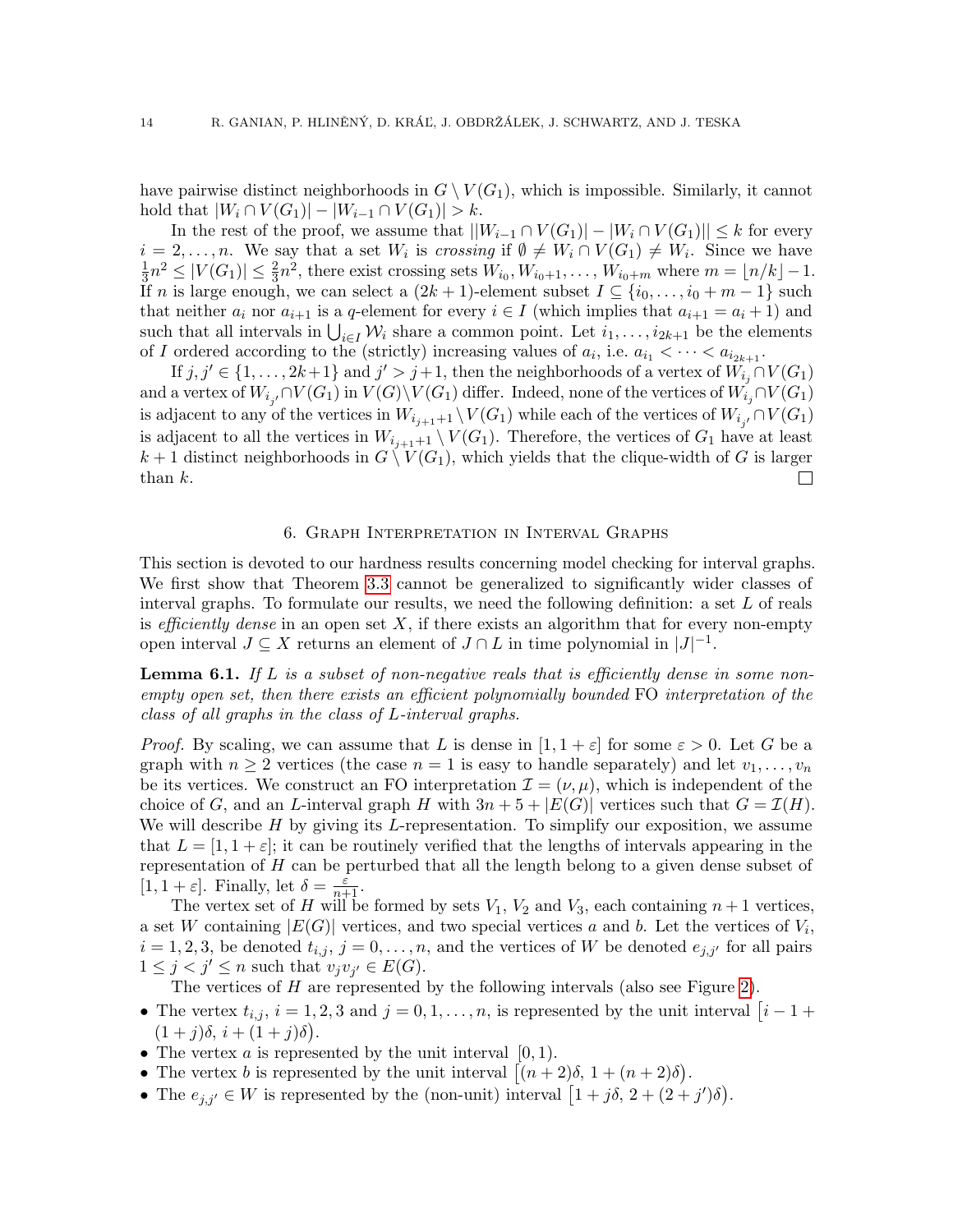have pairwise distinct neighborhoods in $G \setminus V(G_1)$, which is impossible. Similarly, it cannot hold that $|W_i \cap V(G_1)| - |W_{i-1} \cap V(G_1)| > k$.

In the rest of the proof, we assume that $||W_{i-1} \cap V(G_1)| - |W_i \cap V(G_1)|| \le k$ for every $i = 2, \ldots, n$. We say that a set $W_i$ is *crossing* if $\emptyset \ne W_i \cap V(G_1) \ne W_i$. Since we have $\frac{1}{3}n^2 \le |V(G_1)| \le \frac{2}{3}n^2$, there exist crossing sets $W_{i_0}, W_{i_0+1}, \ldots, W_{i_0+m}$ where $m = \lfloor n/k \rfloor - 1$. If $n$ is large enough, we can select a $(2k+1)$-element subset $I \subseteq \{i_0, \ldots, i_0+m-1\}$ such that neither $a_i$ nor $a_{i+1}$ is a $q$-element for every $i \in I$ (which implies that $a_{i+1} = a_i + 1$) and such that all intervals in $\bigcup_{i \in I} \mathcal{W}_i$ share a common point. Let $i_1, \ldots, i_{2k+1}$ be the elements of $I$ ordered according to the (strictly) increasing values of $a_i$, i.e. $a_{i_1} < \cdots < a_{i_{2k+1}}$.

If $j, j' \in \{1, \ldots, 2k+1\}$ and $j' > j+1$, then the neighborhoods of a vertex of $W_{i_j} \cap V(G_1)$ and a vertex of $W_{i_{j'}} \cap V(G_1)$ in $V(G) \setminus V(G_1)$ differ. Indeed, none of the vertices of $W_{i_j} \cap V(G_1)$ is adjacent to any of the vertices in $W_{i_{j+1}+1} \setminus V(G_1)$ while each of the vertices of $W_{i_{j'}} \cap V(G_1)$ is adjacent to all the vertices in $W_{i_{j+1}+1} \setminus V(G_1)$. Therefore, the vertices of $G_1$ have at least $k+1$ distinct neighborhoods in $G \setminus V(G_1)$, which yields that the clique-width of $G$ is larger than $k$. □

## 6. Graph Interpretation in Interval Graphs

This section is devoted to our hardness results concerning model checking for interval graphs. We first show that Theorem 3.3 cannot be generalized to significantly wider classes of interval graphs. To formulate our results, we need the following definition: a set $L$ of reals is *efficiently dense* in an open set $X$, if there exists an algorithm that for every non-empty open interval $J \subseteq X$ returns an element of $J \cap L$ in time polynomial in $|J|^{-1}$.

**Lemma 6.1.** *If $L$ is a subset of non-negative reals that is efficiently dense in some non-empty open set, then there exists an efficient polynomially bounded* FO *interpretation of the class of all graphs in the class of $L$-interval graphs.*

*Proof.* By scaling, we can assume that $L$ is dense in $[1, 1+\varepsilon]$ for some $\varepsilon > 0$. Let $G$ be a graph with $n \ge 2$ vertices (the case $n = 1$ is easy to handle separately) and let $v_1, \ldots, v_n$ be its vertices. We construct an FO interpretation $\mathcal{I} = (\nu, \mu)$, which is independent of the choice of $G$, and an $L$-interval graph $H$ with $3n + 5 + |E(G)|$ vertices such that $G = \mathcal{I}(H)$. We will describe $H$ by giving its $L$-representation. To simplify our exposition, we assume that $L = [1, 1+\varepsilon]$; it can be routinely verified that the lengths of intervals appearing in the representation of $H$ can be perturbed that all the length belong to a given dense subset of $[1, 1+\varepsilon]$. Finally, let $\delta = \frac{\varepsilon}{n+1}$.

The vertex set of $H$ will be formed by sets $V_1$, $V_2$ and $V_3$, each containing $n+1$ vertices, a set $W$ containing $|E(G)|$ vertices, and two special vertices $a$ and $b$. Let the vertices of $V_i$, $i = 1, 2, 3$, be denoted $t_{i,j}$, $j = 0, \ldots, n$, and the vertices of $W$ be denoted $e_{j,j'}$ for all pairs $1 \le j < j' \le n$ such that $v_j v_{j'} \in E(G)$.

The vertices of $H$ are represented by the following intervals (also see Figure 2).

- The vertex $t_{i,j}$, $i = 1, 2, 3$ and $j = 0, 1, \ldots, n$, is represented by the unit interval $\big[i - 1 + (1+j)\delta,\, i + (1+j)\delta\big)$.
- The vertex $a$ is represented by the unit interval $[0, 1)$.
- The vertex $b$ is represented by the unit interval $\big[(n+2)\delta,\, 1 + (n+2)\delta\big)$.
- The $e_{j,j'} \in W$ is represented by the (non-unit) interval $\big[1 + j\delta,\, 2 + (2+j')\delta\big)$.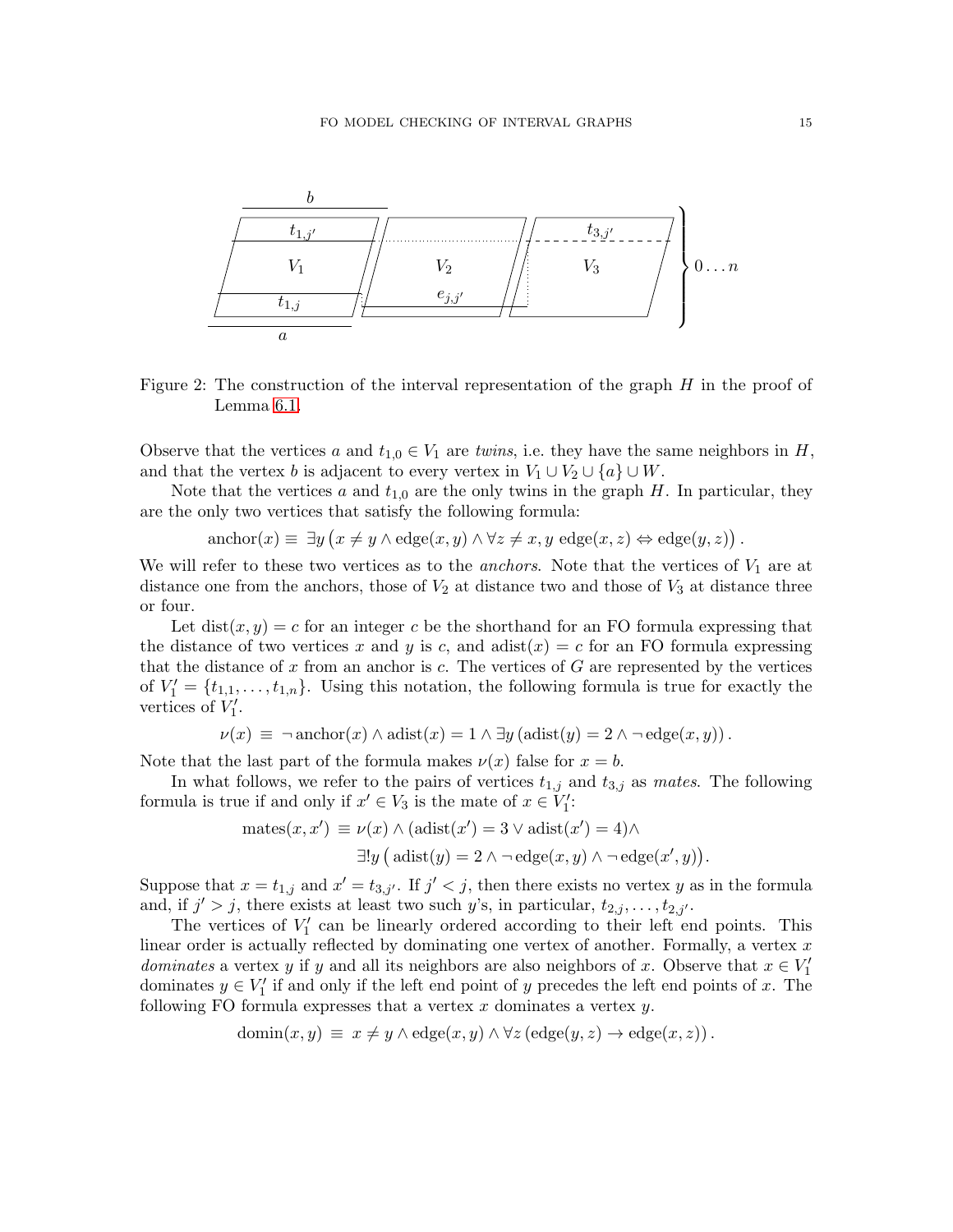Figure 2: The construction of the interval representation of the graph $H$ in the proof of Lemma 6.1.

Observe that the vertices $a$ and $t_{1,0} \in V_1$ are *twins*, i.e. they have the same neighbors in $H$, and that the vertex $b$ is adjacent to every vertex in $V_1 \cup V_2 \cup \{a\} \cup W$.

Note that the vertices $a$ and $t_{1,0}$ are the only twins in the graph $H$. In particular, they are the only two vertices that satisfy the following formula:

$$\mathrm{anchor}(x) \equiv \exists y \left(x \neq y \wedge \mathrm{edge}(x,y) \wedge \forall z \neq x, y \ \mathrm{edge}(x,z) \Leftrightarrow \mathrm{edge}(y,z)\right).$$

We will refer to these two vertices as to the *anchors*. Note that the vertices of $V_1$ are at distance one from the anchors, those of $V_2$ at distance two and those of $V_3$ at distance three or four.

Let $\mathrm{dist}(x,y) = c$ for an integer $c$ be the shorthand for an FO formula expressing that the distance of two vertices $x$ and $y$ is $c$, and $\mathrm{adist}(x) = c$ for an FO formula expressing that the distance of $x$ from an anchor is $c$. The vertices of $G$ are represented by the vertices of $V_1' = \{t_{1,1}, \ldots, t_{1,n}\}$. Using this notation, the following formula is true for exactly the vertices of $V_1'$.

$$\nu(x) \ \equiv \ \neg\, \mathrm{anchor}(x) \wedge \mathrm{adist}(x) = 1 \wedge \exists y \left(\mathrm{adist}(y) = 2 \wedge \neg\, \mathrm{edge}(x,y)\right).$$

Note that the last part of the formula makes $\nu(x)$ false for $x = b$.

In what follows, we refer to the pairs of vertices $t_{1,j}$ and $t_{3,j}$ as *mates*. The following formula is true if and only if $x' \in V_3$ is the mate of $x \in V_1'$:

$$\begin{aligned}\mathrm{mates}(x,x') \ \equiv \ & \nu(x) \wedge (\mathrm{adist}(x') = 3 \vee \mathrm{adist}(x') = 4) \wedge \\ & \exists! y \left( \mathrm{adist}(y) = 2 \wedge \neg\, \mathrm{edge}(x,y) \wedge \neg\, \mathrm{edge}(x',y)\right).\end{aligned}$$

Suppose that $x = t_{1,j}$ and $x' = t_{3,j'}$. If $j' < j$, then there exists no vertex $y$ as in the formula and, if $j' > j$, there exists at least two such $y$'s, in particular, $t_{2,j}, \ldots, t_{2,j'}$.

The vertices of $V_1'$ can be linearly ordered according to their left end points. This linear order is actually reflected by dominating one vertex of another. Formally, a vertex $x$ *dominates* a vertex $y$ if $y$ and all its neighbors are also neighbors of $x$. Observe that $x \in V_1'$ dominates $y \in V_1'$ if and only if the left end point of $y$ precedes the left end points of $x$. The following FO formula expresses that a vertex $x$ dominates a vertex $y$.

$$\mathrm{domin}(x,y) \ \equiv \ x \neq y \wedge \mathrm{edge}(x,y) \wedge \forall z \left(\mathrm{edge}(y,z) \rightarrow \mathrm{edge}(x,z)\right).$$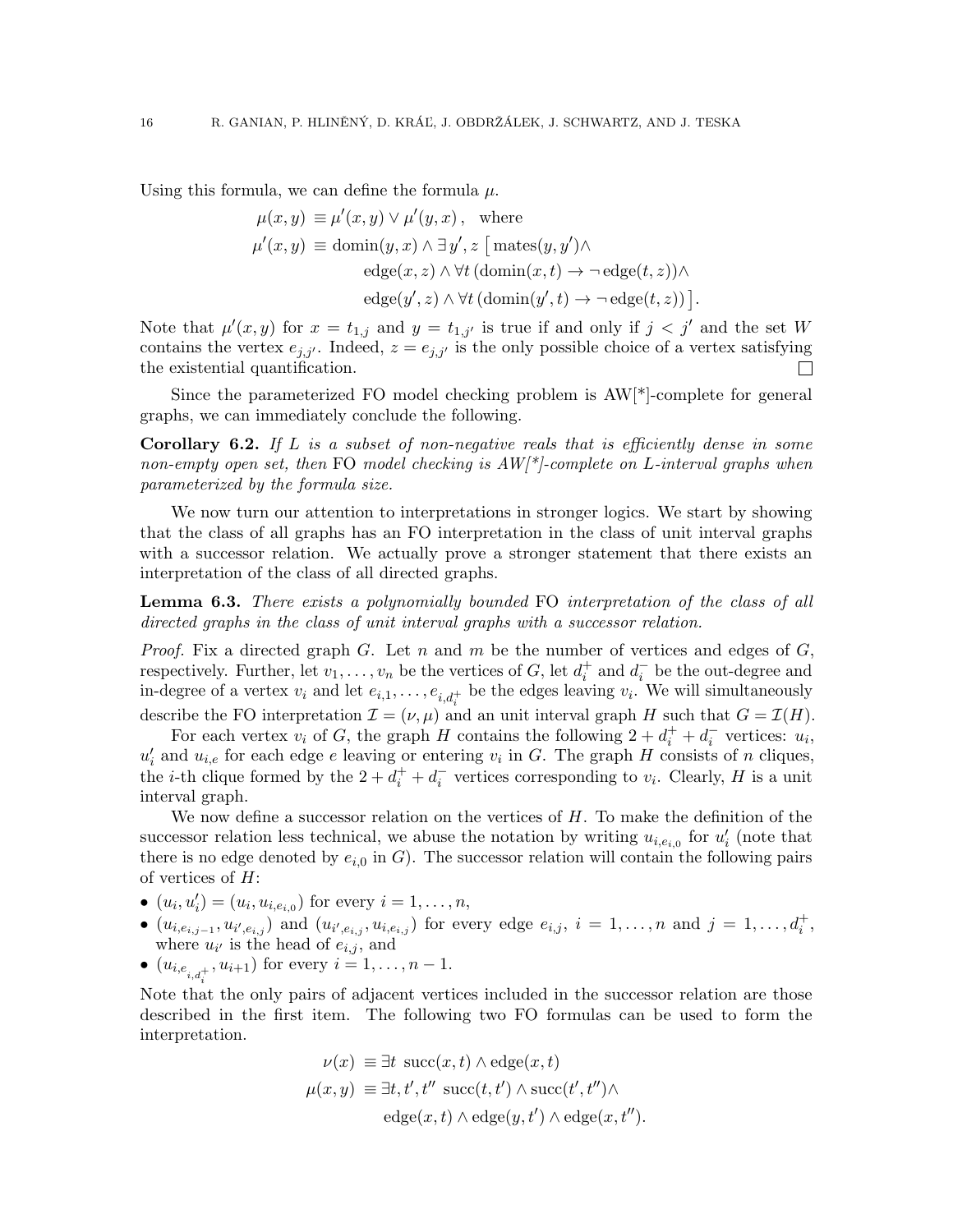Using this formula, we can define the formula $\mu$.

$$
\begin{aligned}
\mu(x,y) &\equiv \mu'(x,y) \vee \mu'(y,x)\,, \quad \text{where} \\
\mu'(x,y) &\equiv \mathrm{domin}(y,x) \wedge \exists\, y', z \,\big[\, \mathrm{mates}(y,y') \wedge \\
&\qquad \mathrm{edge}(x,z) \wedge \forall t\,(\mathrm{domin}(x,t) \rightarrow \neg\,\mathrm{edge}(t,z)) \wedge \\
&\qquad \mathrm{edge}(y',z) \wedge \forall t\,(\mathrm{domin}(y',t) \rightarrow \neg\,\mathrm{edge}(t,z))\,\big].
\end{aligned}
$$

Note that $\mu'(x,y)$ for $x = t_{1,j}$ and $y = t_{1,j'}$ is true if and only if $j < j'$ and the set $W$ contains the vertex $e_{j,j'}$. Indeed, $z = e_{j,j'}$ is the only possible choice of a vertex satisfying the existential quantification. □

Since the parameterized FO model checking problem is AW[*]-complete for general graphs, we can immediately conclude the following.

**Corollary 6.2.** *If $L$ is a subset of non-negative reals that is efficiently dense in some non-empty open set, then* FO *model checking is AW[*]-complete on $L$-interval graphs when parameterized by the formula size.*

We now turn our attention to interpretations in stronger logics. We start by showing that the class of all graphs has an FO interpretation in the class of unit interval graphs with a successor relation. We actually prove a stronger statement that there exists an interpretation of the class of all directed graphs.

**Lemma 6.3.** *There exists a polynomially bounded* FO *interpretation of the class of all directed graphs in the class of unit interval graphs with a successor relation.*

*Proof.* Fix a directed graph $G$. Let $n$ and $m$ be the number of vertices and edges of $G$, respectively. Further, let $v_1, \ldots, v_n$ be the vertices of $G$, let $d_i^+$ and $d_i^-$ be the out-degree and in-degree of a vertex $v_i$ and let $e_{i,1}, \ldots, e_{i,d_i^+}$ be the edges leaving $v_i$. We will simultaneously describe the FO interpretation $\mathcal{I} = (\nu, \mu)$ and an unit interval graph $H$ such that $G = \mathcal{I}(H)$.

For each vertex $v_i$ of $G$, the graph $H$ contains the following $2 + d_i^+ + d_i^-$ vertices: $u_i$, $u_i'$ and $u_{i,e}$ for each edge $e$ leaving or entering $v_i$ in $G$. The graph $H$ consists of $n$ cliques, the $i$-th clique formed by the $2 + d_i^+ + d_i^-$ vertices corresponding to $v_i$. Clearly, $H$ is a unit interval graph.

We now define a successor relation on the vertices of $H$. To make the definition of the successor relation less technical, we abuse the notation by writing $u_{i,e_{i,0}}$ for $u_i'$ (note that there is no edge denoted by $e_{i,0}$ in $G$). The successor relation will contain the following pairs of vertices of $H$:

- $(u_i, u_i') = (u_i, u_{i,e_{i,0}})$ for every $i = 1, \ldots, n$,
- $(u_{i,e_{i,j-1}}, u_{i',e_{i,j}})$ and $(u_{i',e_{i,j}}, u_{i,e_{i,j}})$ for every edge $e_{i,j}$, $i = 1, \ldots, n$ and $j = 1, \ldots, d_i^+$, where $u_{i'}$ is the head of $e_{i,j}$, and
- $(u_{i,e_{i,d_i^+}}, u_{i+1})$ for every $i = 1, \ldots, n-1$.

Note that the only pairs of adjacent vertices included in the successor relation are those described in the first item. The following two FO formulas can be used to form the interpretation.

$$
\begin{aligned}
\nu(x) &\equiv \exists t\ \mathrm{succ}(x,t) \wedge \mathrm{edge}(x,t) \\
\mu(x,y) &\equiv \exists t, t', t''\ \mathrm{succ}(t,t') \wedge \mathrm{succ}(t',t'') \wedge \\
&\qquad \mathrm{edge}(x,t) \wedge \mathrm{edge}(y,t') \wedge \mathrm{edge}(x,t'').
\end{aligned}
$$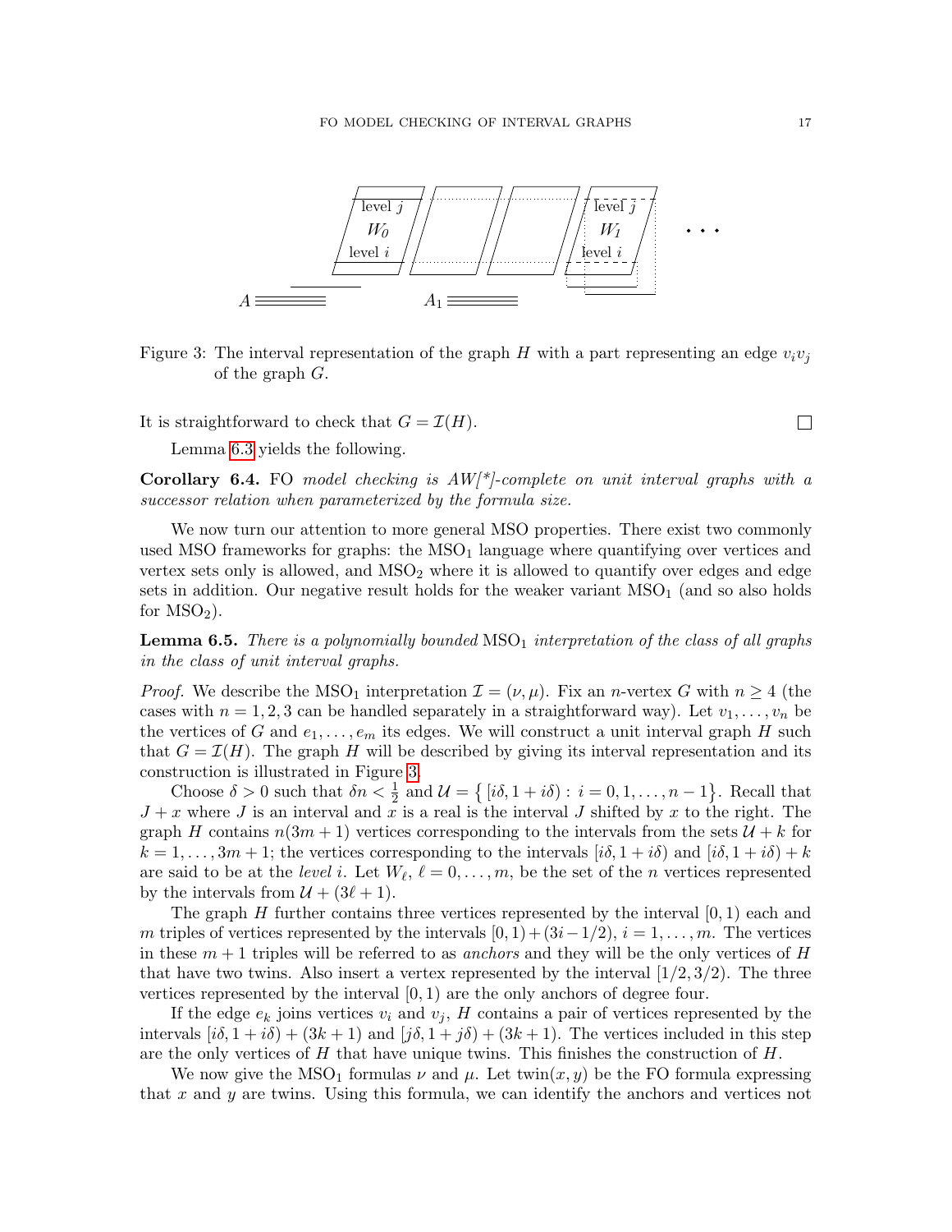Figure 3: The interval representation of the graph $H$ with a part representing an edge $v_iv_j$ of the graph $G$.

It is straightforward to check that $G = \mathcal{I}(H)$. □

Lemma 6.3 yields the following.

**Corollary 6.4.** *FO model checking is AW[*]-complete on unit interval graphs with a successor relation when parameterized by the formula size.*

We now turn our attention to more general MSO properties. There exist two commonly used MSO frameworks for graphs: the $\mathrm{MSO}_1$ language where quantifying over vertices and vertex sets only is allowed, and $\mathrm{MSO}_2$ where it is allowed to quantify over edges and edge sets in addition. Our negative result holds for the weaker variant $\mathrm{MSO}_1$ (and so also holds for $\mathrm{MSO}_2$).

**Lemma 6.5.** *There is a polynomially bounded* $\mathrm{MSO}_1$ *interpretation of the class of all graphs in the class of unit interval graphs.*

*Proof.* We describe the $\mathrm{MSO}_1$ interpretation $\mathcal{I} = (\nu, \mu)$. Fix an $n$-vertex $G$ with $n \geq 4$ (the cases with $n = 1, 2, 3$ can be handled separately in a straightforward way). Let $v_1, \ldots, v_n$ be the vertices of $G$ and $e_1, \ldots, e_m$ its edges. We will construct a unit interval graph $H$ such that $G = \mathcal{I}(H)$. The graph $H$ will be described by giving its interval representation and its construction is illustrated in Figure 3.

Choose $\delta > 0$ such that $\delta n < \frac{1}{2}$ and $\mathcal{U} = \{[i\delta, 1 + i\delta) : i = 0, 1, \ldots, n-1\}$. Recall that $J + x$ where $J$ is an interval and $x$ is a real is the interval $J$ shifted by $x$ to the right. The graph $H$ contains $n(3m+1)$ vertices corresponding to the intervals from the sets $\mathcal{U} + k$ for $k = 1, \ldots, 3m+1$; the vertices corresponding to the intervals $[i\delta, 1+i\delta)$ and $[i\delta, 1+i\delta) + k$ are said to be at the *level* $i$. Let $W_\ell$, $\ell = 0, \ldots, m$, be the set of the $n$ vertices represented by the intervals from $\mathcal{U} + (3\ell + 1)$.

The graph $H$ further contains three vertices represented by the interval $[0, 1)$ each and $m$ triples of vertices represented by the intervals $[0, 1) + (3i - 1/2)$, $i = 1, \ldots, m$. The vertices in these $m+1$ triples will be referred to as *anchors* and they will be the only vertices of $H$ that have two twins. Also insert a vertex represented by the interval $[1/2, 3/2)$. The three vertices represented by the interval $[0, 1)$ are the only anchors of degree four.

If the edge $e_k$ joins vertices $v_i$ and $v_j$, $H$ contains a pair of vertices represented by the intervals $[i\delta, 1+i\delta) + (3k+1)$ and $[j\delta, 1+j\delta) + (3k+1)$. The vertices included in this step are the only vertices of $H$ that have unique twins. This finishes the construction of $H$.

We now give the $\mathrm{MSO}_1$ formulas $\nu$ and $\mu$. Let $\mathrm{twin}(x, y)$ be the FO formula expressing that $x$ and $y$ are twins. Using this formula, we can identify the anchors and vertices not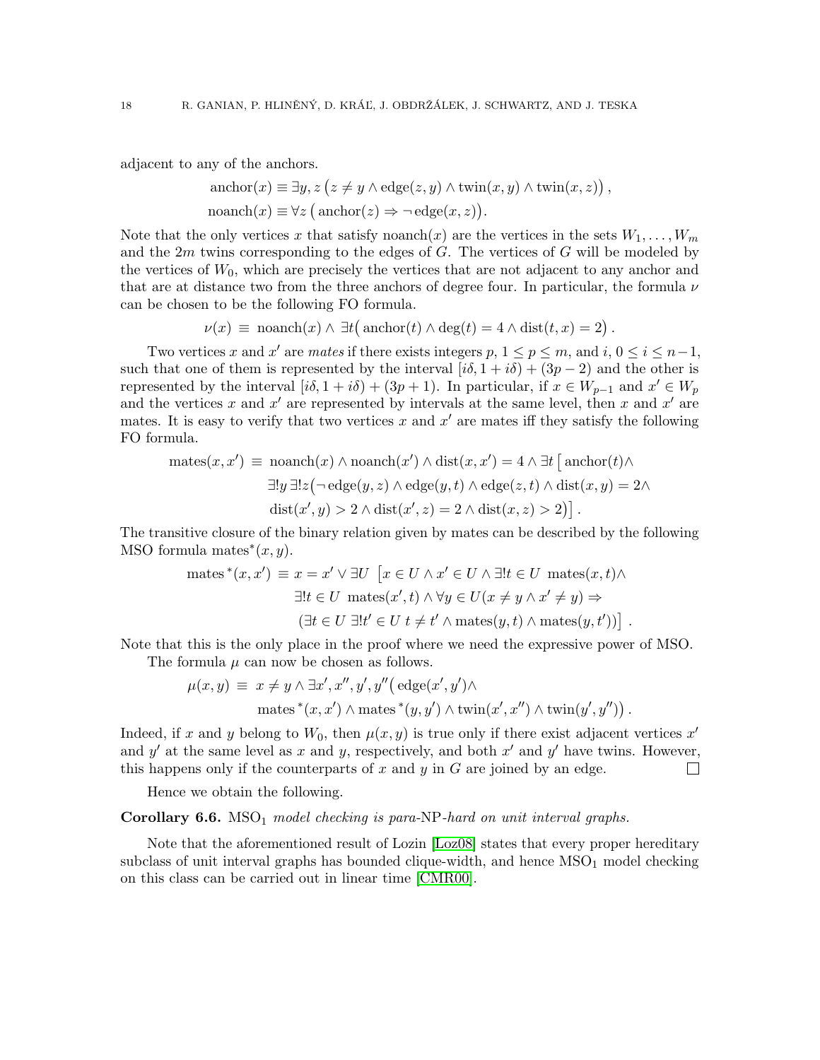adjacent to any of the anchors.

$$\mathrm{anchor}(x) \equiv \exists y, z \left( z \neq y \wedge \mathrm{edge}(z, y) \wedge \mathrm{twin}(x, y) \wedge \mathrm{twin}(x, z) \right),$$
$$\mathrm{noanch}(x) \equiv \forall z \left( \mathrm{anchor}(z) \Rightarrow \neg\, \mathrm{edge}(x, z) \right).$$

Note that the only vertices $x$ that satisfy noanch$(x)$ are the vertices in the sets $W_1, \ldots, W_m$ and the $2m$ twins corresponding to the edges of $G$. The vertices of $G$ will be modeled by the vertices of $W_0$, which are precisely the vertices that are not adjacent to any anchor and that are at distance two from the three anchors of degree four. In particular, the formula $\nu$ can be chosen to be the following FO formula.

$$\nu(x) \equiv \mathrm{noanch}(x) \wedge \exists t \big( \mathrm{anchor}(t) \wedge \deg(t) = 4 \wedge \mathrm{dist}(t, x) = 2 \big).$$

Two vertices $x$ and $x'$ are *mates* if there exists integers $p$, $1 \leq p \leq m$, and $i$, $0 \leq i \leq n-1$, such that one of them is represented by the interval $[i\delta, 1 + i\delta) + (3p - 2)$ and the other is represented by the interval $[i\delta, 1 + i\delta) + (3p + 1)$. In particular, if $x \in W_{p-1}$ and $x' \in W_p$ and the vertices $x$ and $x'$ are represented by intervals at the same level, then $x$ and $x'$ are mates. It is easy to verify that two vertices $x$ and $x'$ are mates iff they satisfy the following FO formula.

$$\begin{aligned}\mathrm{mates}(x, x') \equiv\ & \mathrm{noanch}(x) \wedge \mathrm{noanch}(x') \wedge \mathrm{dist}(x, x') = 4 \wedge \exists t \big[ \mathrm{anchor}(t) \wedge \\ & \exists! y\, \exists! z \big( \neg\, \mathrm{edge}(y, z) \wedge \mathrm{edge}(y, t) \wedge \mathrm{edge}(z, t) \wedge \mathrm{dist}(x, y) = 2 \wedge \\ & \mathrm{dist}(x', y) > 2 \wedge \mathrm{dist}(x', z) = 2 \wedge \mathrm{dist}(x, z) > 2 \big) \big].\end{aligned}$$

The transitive closure of the binary relation given by mates can be described by the following MSO formula mates$^*(x, y)$.

$$\begin{aligned}\mathrm{mates}^*(x, x') \equiv\ & x = x' \vee \exists U\ \big[ x \in U \wedge x' \in U \wedge \exists! t \in U\ \mathrm{mates}(x, t) \wedge \\ & \exists! t \in U\ \mathrm{mates}(x', t) \wedge \forall y \in U (x \neq y \wedge x' \neq y) \Rightarrow \\ & (\exists t \in U\ \exists! t' \in U\ t \neq t' \wedge \mathrm{mates}(y, t) \wedge \mathrm{mates}(y, t')) \big].\end{aligned}$$

Note that this is the only place in the proof where we need the expressive power of MSO.

The formula $\mu$ can now be chosen as follows.

$$\begin{aligned}\mu(x, y) \equiv\ & x \neq y \wedge \exists x', x'', y', y'' \big( \mathrm{edge}(x', y') \wedge \\ & \mathrm{mates}^*(x, x') \wedge \mathrm{mates}^*(y, y') \wedge \mathrm{twin}(x', x'') \wedge \mathrm{twin}(y', y'') \big).\end{aligned}$$

Indeed, if $x$ and $y$ belong to $W_0$, then $\mu(x, y)$ is true only if there exist adjacent vertices $x'$ and $y'$ at the same level as $x$ and $y$, respectively, and both $x'$ and $y'$ have twins. However, this happens only if the counterparts of $x$ and $y$ in $G$ are joined by an edge. $\square$

Hence we obtain the following.

**Corollary 6.6.** *$\mathrm{MSO}_1$ model checking is para-NP-hard on unit interval graphs.*

Note that the aforementioned result of Lozin [Loz08] states that every proper hereditary subclass of unit interval graphs has bounded clique-width, and hence $\mathrm{MSO}_1$ model checking on this class can be carried out in linear time [CMR00].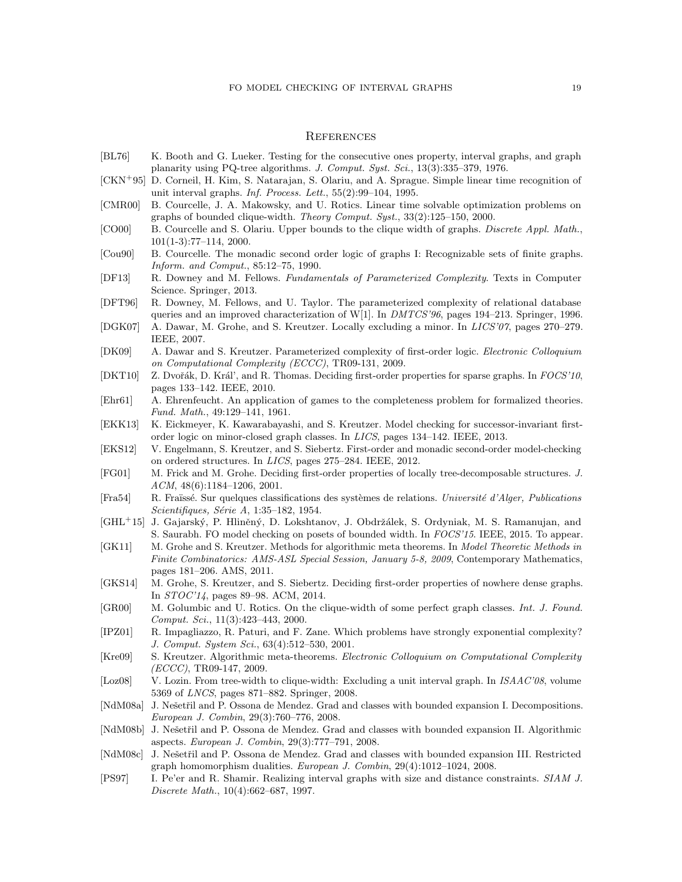## References

[BL76] K. Booth and G. Lueker. Testing for the consecutive ones property, interval graphs, and graph planarity using PQ-tree algorithms. *J. Comput. Syst. Sci.*, 13(3):335–379, 1976.

[CKN+95] D. Corneil, H. Kim, S. Natarajan, S. Olariu, and A. Sprague. Simple linear time recognition of unit interval graphs. *Inf. Process. Lett.*, 55(2):99–104, 1995.

[CMR00] B. Courcelle, J. A. Makowsky, and U. Rotics. Linear time solvable optimization problems on graphs of bounded clique-width. *Theory Comput. Syst.*, 33(2):125–150, 2000.

[CO00] B. Courcelle and S. Olariu. Upper bounds to the clique width of graphs. *Discrete Appl. Math.*, 101(1-3):77–114, 2000.

[Cou90] B. Courcelle. The monadic second order logic of graphs I: Recognizable sets of finite graphs. *Inform. and Comput.*, 85:12–75, 1990.

[DF13] R. Downey and M. Fellows. *Fundamentals of Parameterized Complexity*. Texts in Computer Science. Springer, 2013.

[DFT96] R. Downey, M. Fellows, and U. Taylor. The parameterized complexity of relational database queries and an improved characterization of W[1]. In *DMTCS'96*, pages 194–213. Springer, 1996.

[DGK07] A. Dawar, M. Grohe, and S. Kreutzer. Locally excluding a minor. In *LICS'07*, pages 270–279. IEEE, 2007.

[DK09] A. Dawar and S. Kreutzer. Parameterized complexity of first-order logic. *Electronic Colloquium on Computational Complexity (ECCC)*, TR09-131, 2009.

[DKT10] Z. Dvořák, D. Král', and R. Thomas. Deciding first-order properties for sparse graphs. In *FOCS'10*, pages 133–142. IEEE, 2010.

[Ehr61] A. Ehrenfeucht. An application of games to the completeness problem for formalized theories. *Fund. Math.*, 49:129–141, 1961.

[EKK13] K. Eickmeyer, K. Kawarabayashi, and S. Kreutzer. Model checking for successor-invariant first-order logic on minor-closed graph classes. In *LICS*, pages 134–142. IEEE, 2013.

[EKS12] V. Engelmann, S. Kreutzer, and S. Siebertz. First-order and monadic second-order model-checking on ordered structures. In *LICS*, pages 275–284. IEEE, 2012.

[FG01] M. Frick and M. Grohe. Deciding first-order properties of locally tree-decomposable structures. *J. ACM*, 48(6):1184–1206, 2001.

[Fra54] R. Fraïssé. Sur quelques classifications des systèmes de relations. *Université d'Alger, Publications Scientifiques, Série A*, 1:35–182, 1954.

[GHL+15] J. Gajarský, P. Hliněný, D. Lokshtanov, J. Obdržálek, S. Ordyniak, M. S. Ramanujan, and S. Saurabh. FO model checking on posets of bounded width. In *FOCS'15*. IEEE, 2015. To appear.

[GK11] M. Grohe and S. Kreutzer. Methods for algorithmic meta theorems. In *Model Theoretic Methods in Finite Combinatorics: AMS-ASL Special Session, January 5-8, 2009*, Contemporary Mathematics, pages 181–206. AMS, 2011.

[GKS14] M. Grohe, S. Kreutzer, and S. Siebertz. Deciding first-order properties of nowhere dense graphs. In *STOC'14*, pages 89–98. ACM, 2014.

[GR00] M. Golumbic and U. Rotics. On the clique-width of some perfect graph classes. *Int. J. Found. Comput. Sci.*, 11(3):423–443, 2000.

[IPZ01] R. Impagliazzo, R. Paturi, and F. Zane. Which problems have strongly exponential complexity? *J. Comput. System Sci.*, 63(4):512–530, 2001.

[Kre09] S. Kreutzer. Algorithmic meta-theorems. *Electronic Colloquium on Computational Complexity (ECCC)*, TR09-147, 2009.

[Loz08] V. Lozin. From tree-width to clique-width: Excluding a unit interval graph. In *ISAAC'08*, volume 5369 of *LNCS*, pages 871–882. Springer, 2008.

[NdM08a] J. Nešetřil and P. Ossona de Mendez. Grad and classes with bounded expansion I. Decompositions. *European J. Combin*, 29(3):760–776, 2008.

[NdM08b] J. Nešetřil and P. Ossona de Mendez. Grad and classes with bounded expansion II. Algorithmic aspects. *European J. Combin*, 29(3):777–791, 2008.

[NdM08c] J. Nešetřil and P. Ossona de Mendez. Grad and classes with bounded expansion III. Restricted graph homomorphism dualities. *European J. Combin*, 29(4):1012–1024, 2008.

[PS97] I. Pe'er and R. Shamir. Realizing interval graphs with size and distance constraints. *SIAM J. Discrete Math.*, 10(4):662–687, 1997.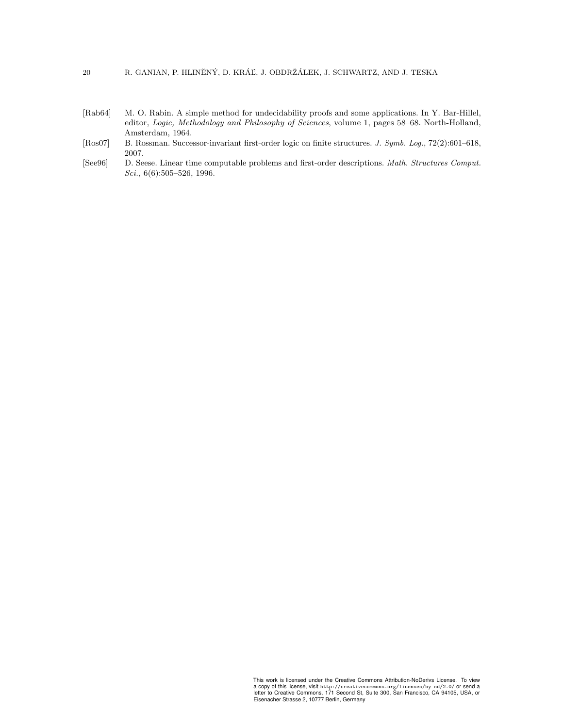[Rab64] M. O. Rabin. A simple method for undecidability proofs and some applications. In Y. Bar-Hillel, editor, *Logic, Methodology and Philosophy of Sciences*, volume 1, pages 58–68. North-Holland, Amsterdam, 1964.

[Ros07] B. Rossman. Successor-invariant first-order logic on finite structures. *J. Symb. Log.*, 72(2):601–618, 2007.

[See96] D. Seese. Linear time computable problems and first-order descriptions. *Math. Structures Comput. Sci.*, 6(6):505–526, 1996.

This work is licensed under the Creative Commons Attribution-NoDerivs License. To view a copy of this license, visit http://creativecommons.org/licenses/by-nd/2.0/ or send a letter to Creative Commons, 171 Second St, Suite 300, San Francisco, CA 94105, USA, or Eisenacher Strasse 2, 10777 Berlin, Germany